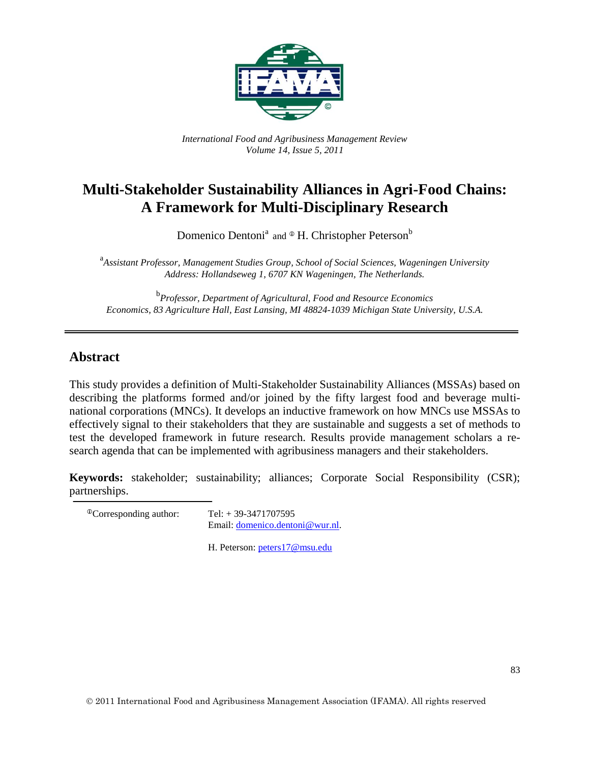*International Food and Agribusiness Management Review*
*Volume 14, Issue 5, 2011*

# Multi-Stakeholder Sustainability Alliances in Agri-Food Chains: A Framework for Multi-Disciplinary Research

Domenico Dentoni[a] and [Φ] H. Christopher Peterson[b]

[a] *Assistant Professor, Management Studies Group, School of Social Sciences, Wageningen University Address: Hollandseweg 1, 6707 KN Wageningen, The Netherlands.*

[b] *Professor, Department of Agricultural, Food and Resource Economics Economics, 83 Agriculture Hall, East Lansing, MI 48824-1039 Michigan State University, U.S.A.*

## Abstract

This study provides a definition of Multi-Stakeholder Sustainability Alliances (MSSAs) based on describing the platforms formed and/or joined by the fifty largest food and beverage multinational corporations (MNCs). It develops an inductive framework on how MNCs use MSSAs to effectively signal to their stakeholders that they are sustainable and suggests a set of methods to test the developed framework in future research. Results provide management scholars a research agenda that can be implemented with agribusiness managers and their stakeholders.

**Keywords:** stakeholder; sustainability; alliances; Corporate Social Responsibility (CSR); partnerships.

[Φ] Corresponding author: Tel: + 39-3471707595
Email: domenico.dentoni@wur.nl.

H. Peterson: peters17@msu.edu

© 2011 International Food and Agribusiness Management Association (IFAMA). All rights reserved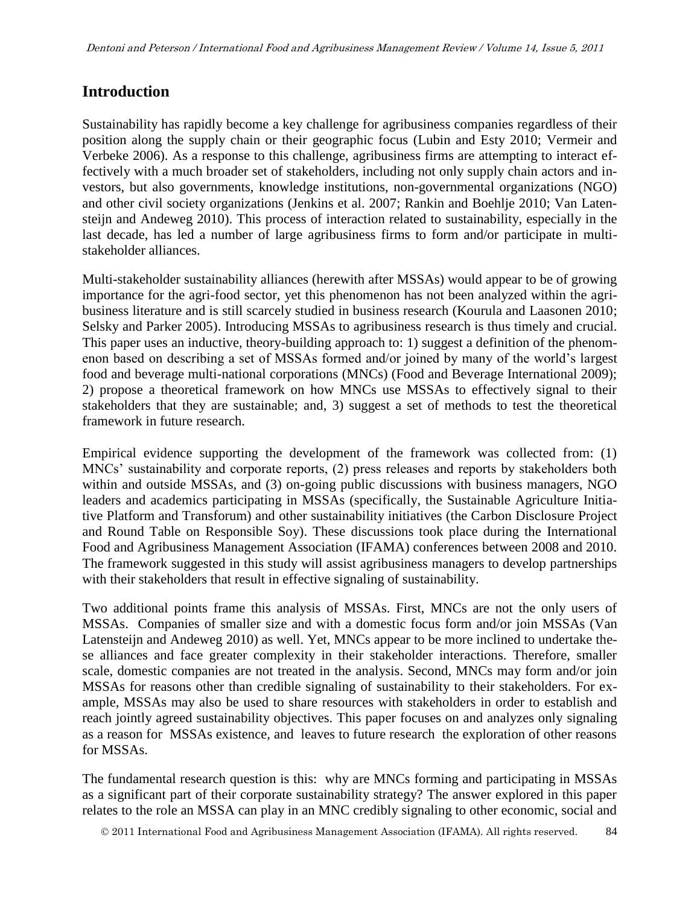## Introduction

Sustainability has rapidly become a key challenge for agribusiness companies regardless of their position along the supply chain or their geographic focus (Lubin and Esty 2010; Vermeir and Verbeke 2006). As a response to this challenge, agribusiness firms are attempting to interact effectively with a much broader set of stakeholders, including not only supply chain actors and investors, but also governments, knowledge institutions, non-governmental organizations (NGO) and other civil society organizations (Jenkins et al. 2007; Rankin and Boehlje 2010; Van Latensteijn and Andeweg 2010). This process of interaction related to sustainability, especially in the last decade, has led a number of large agribusiness firms to form and/or participate in multi-stakeholder alliances.

Multi-stakeholder sustainability alliances (herewith after MSSAs) would appear to be of growing importance for the agri-food sector, yet this phenomenon has not been analyzed within the agribusiness literature and is still scarcely studied in business research (Kourula and Laasonen 2010; Selsky and Parker 2005). Introducing MSSAs to agribusiness research is thus timely and crucial. This paper uses an inductive, theory-building approach to: 1) suggest a definition of the phenomenon based on describing a set of MSSAs formed and/or joined by many of the world's largest food and beverage multi-national corporations (MNCs) (Food and Beverage International 2009); 2) propose a theoretical framework on how MNCs use MSSAs to effectively signal to their stakeholders that they are sustainable; and, 3) suggest a set of methods to test the theoretical framework in future research.

Empirical evidence supporting the development of the framework was collected from: (1) MNCs' sustainability and corporate reports, (2) press releases and reports by stakeholders both within and outside MSSAs, and (3) on-going public discussions with business managers, NGO leaders and academics participating in MSSAs (specifically, the Sustainable Agriculture Initiative Platform and Transforum) and other sustainability initiatives (the Carbon Disclosure Project and Round Table on Responsible Soy). These discussions took place during the International Food and Agribusiness Management Association (IFAMA) conferences between 2008 and 2010. The framework suggested in this study will assist agribusiness managers to develop partnerships with their stakeholders that result in effective signaling of sustainability.

Two additional points frame this analysis of MSSAs. First, MNCs are not the only users of MSSAs. Companies of smaller size and with a domestic focus form and/or join MSSAs (Van Latensteijn and Andeweg 2010) as well. Yet, MNCs appear to be more inclined to undertake these alliances and face greater complexity in their stakeholder interactions. Therefore, smaller scale, domestic companies are not treated in the analysis. Second, MNCs may form and/or join MSSAs for reasons other than credible signaling of sustainability to their stakeholders. For example, MSSAs may also be used to share resources with stakeholders in order to establish and reach jointly agreed sustainability objectives. This paper focuses on and analyzes only signaling as a reason for MSSAs existence, and leaves to future research the exploration of other reasons for MSSAs.

The fundamental research question is this: why are MNCs forming and participating in MSSAs as a significant part of their corporate sustainability strategy? The answer explored in this paper relates to the role an MSSA can play in an MNC credibly signaling to other economic, social and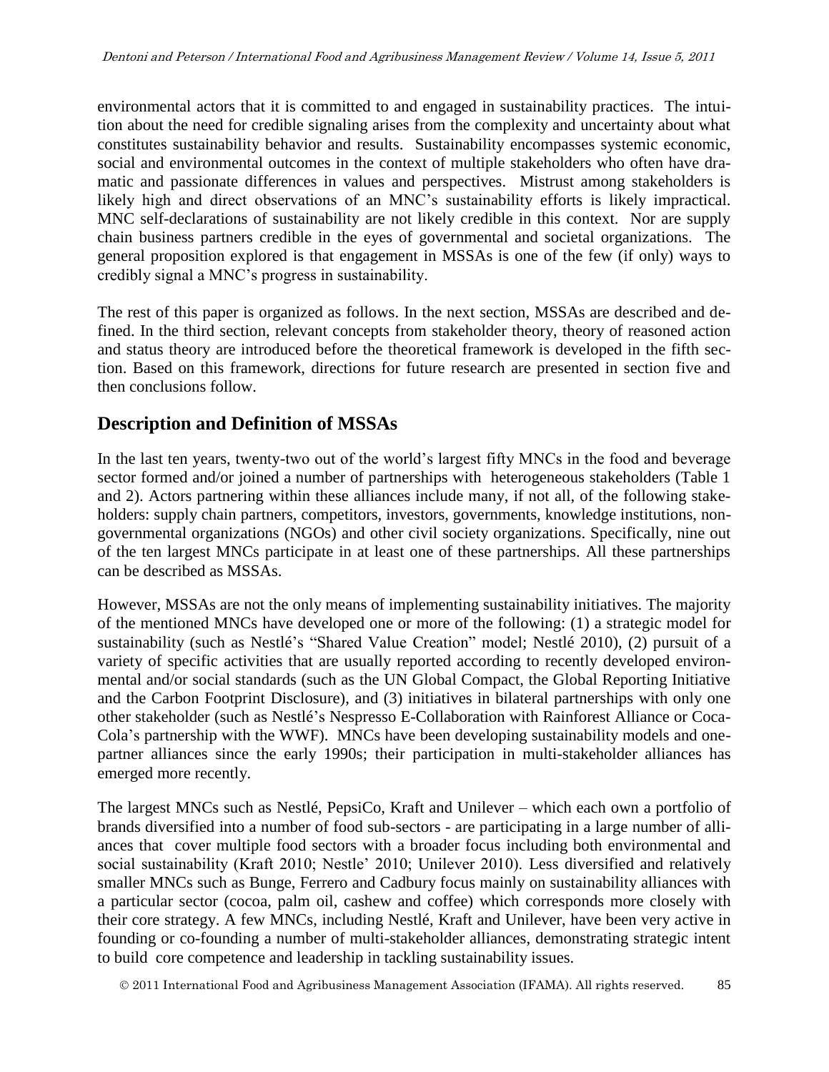environmental actors that it is committed to and engaged in sustainability practices. The intuition about the need for credible signaling arises from the complexity and uncertainty about what constitutes sustainability behavior and results. Sustainability encompasses systemic economic, social and environmental outcomes in the context of multiple stakeholders who often have dramatic and passionate differences in values and perspectives. Mistrust among stakeholders is likely high and direct observations of an MNC's sustainability efforts is likely impractical. MNC self-declarations of sustainability are not likely credible in this context. Nor are supply chain business partners credible in the eyes of governmental and societal organizations. The general proposition explored is that engagement in MSSAs is one of the few (if only) ways to credibly signal a MNC's progress in sustainability.

The rest of this paper is organized as follows. In the next section, MSSAs are described and defined. In the third section, relevant concepts from stakeholder theory, theory of reasoned action and status theory are introduced before the theoretical framework is developed in the fifth section. Based on this framework, directions for future research are presented in section five and then conclusions follow.

## Description and Definition of MSSAs

In the last ten years, twenty-two out of the world's largest fifty MNCs in the food and beverage sector formed and/or joined a number of partnerships with heterogeneous stakeholders (Table 1 and 2). Actors partnering within these alliances include many, if not all, of the following stakeholders: supply chain partners, competitors, investors, governments, knowledge institutions, non-governmental organizations (NGOs) and other civil society organizations. Specifically, nine out of the ten largest MNCs participate in at least one of these partnerships. All these partnerships can be described as MSSAs.

However, MSSAs are not the only means of implementing sustainability initiatives. The majority of the mentioned MNCs have developed one or more of the following: (1) a strategic model for sustainability (such as Nestlé's "Shared Value Creation" model; Nestlé 2010), (2) pursuit of a variety of specific activities that are usually reported according to recently developed environmental and/or social standards (such as the UN Global Compact, the Global Reporting Initiative and the Carbon Footprint Disclosure), and (3) initiatives in bilateral partnerships with only one other stakeholder (such as Nestlé's Nespresso E-Collaboration with Rainforest Alliance or Coca-Cola's partnership with the WWF). MNCs have been developing sustainability models and one-partner alliances since the early 1990s; their participation in multi-stakeholder alliances has emerged more recently.

The largest MNCs such as Nestlé, PepsiCo, Kraft and Unilever – which each own a portfolio of brands diversified into a number of food sub-sectors - are participating in a large number of alliances that cover multiple food sectors with a broader focus including both environmental and social sustainability (Kraft 2010; Nestle' 2010; Unilever 2010). Less diversified and relatively smaller MNCs such as Bunge, Ferrero and Cadbury focus mainly on sustainability alliances with a particular sector (cocoa, palm oil, cashew and coffee) which corresponds more closely with their core strategy. A few MNCs, including Nestlé, Kraft and Unilever, have been very active in founding or co-founding a number of multi-stakeholder alliances, demonstrating strategic intent to build core competence and leadership in tackling sustainability issues.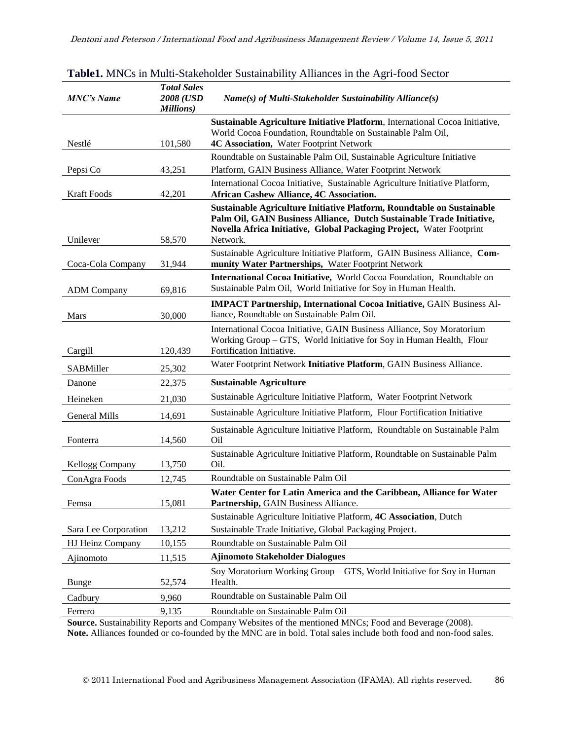**Table1.** MNCs in Multi-Stakeholder Sustainability Alliances in the Agri-food Sector

| *MNC's Name* | *Total Sales 2008 (USD Millions)* | *Name(s) of Multi-Stakeholder Sustainability Alliance(s)* |
|---|---|---|
| Nestlé | 101,580 | **Sustainable Agriculture Initiative Platform**, International Cocoa Initiative, World Cocoa Foundation, Roundtable on Sustainable Palm Oil, **4C Association,** Water Footprint Network |
| Pepsi Co | 43,251 | Roundtable on Sustainable Palm Oil, Sustainable Agriculture Initiative Platform, GAIN Business Alliance, Water Footprint Network |
| Kraft Foods | 42,201 | International Cocoa Initiative, Sustainable Agriculture Initiative Platform, **African Cashew Alliance, 4C Association.** |
| Unilever | 58,570 | **Sustainable Agriculture Initiative Platform, Roundtable on Sustainable Palm Oil, GAIN Business Alliance, Dutch Sustainable Trade Initiative, Novella Africa Initiative, Global Packaging Project,** Water Footprint Network. |
| Coca-Cola Company | 31,944 | Sustainable Agriculture Initiative Platform, GAIN Business Alliance, **Community Water Partnerships,** Water Footprint Network |
| ADM Company | 69,816 | **International Cocoa Initiative,** World Cocoa Foundation, Roundtable on Sustainable Palm Oil, World Initiative for Soy in Human Health. |
| Mars | 30,000 | **IMPACT Partnership, International Cocoa Initiative,** GAIN Business Alliance, Roundtable on Sustainable Palm Oil. |
| Cargill | 120,439 | International Cocoa Initiative, GAIN Business Alliance, Soy Moratorium Working Group – GTS, World Initiative for Soy in Human Health, Flour Fortification Initiative. |
| SABMiller | 25,302 | Water Footprint Network **Initiative Platform**, GAIN Business Alliance. |
| Danone | 22,375 | **Sustainable Agriculture** |
| Heineken | 21,030 | Sustainable Agriculture Initiative Platform, Water Footprint Network |
| General Mills | 14,691 | Sustainable Agriculture Initiative Platform, Flour Fortification Initiative |
| Fonterra | 14,560 | Sustainable Agriculture Initiative Platform, Roundtable on Sustainable Palm Oil |
| Kellogg Company | 13,750 | Sustainable Agriculture Initiative Platform, Roundtable on Sustainable Palm Oil. |
| ConAgra Foods | 12,745 | Roundtable on Sustainable Palm Oil |
| Femsa | 15,081 | **Water Center for Latin America and the Caribbean, Alliance for Water Partnership,** GAIN Business Alliance. |
| Sara Lee Corporation | 13,212 | Sustainable Agriculture Initiative Platform, **4C Association**, Dutch Sustainable Trade Initiative, Global Packaging Project. |
| HJ Heinz Company | 10,155 | Roundtable on Sustainable Palm Oil |
| Ajinomoto | 11,515 | **Ajinomoto Stakeholder Dialogues** |
| Bunge | 52,574 | Soy Moratorium Working Group – GTS, World Initiative for Soy in Human Health. |
| Cadbury | 9,960 | Roundtable on Sustainable Palm Oil |
| Ferrero | 9,135 | Roundtable on Sustainable Palm Oil |

**Source.** Sustainability Reports and Company Websites of the mentioned MNCs; Food and Beverage (2008).
**Note.** Alliances founded or co-founded by the MNC are in bold. Total sales include both food and non-food sales.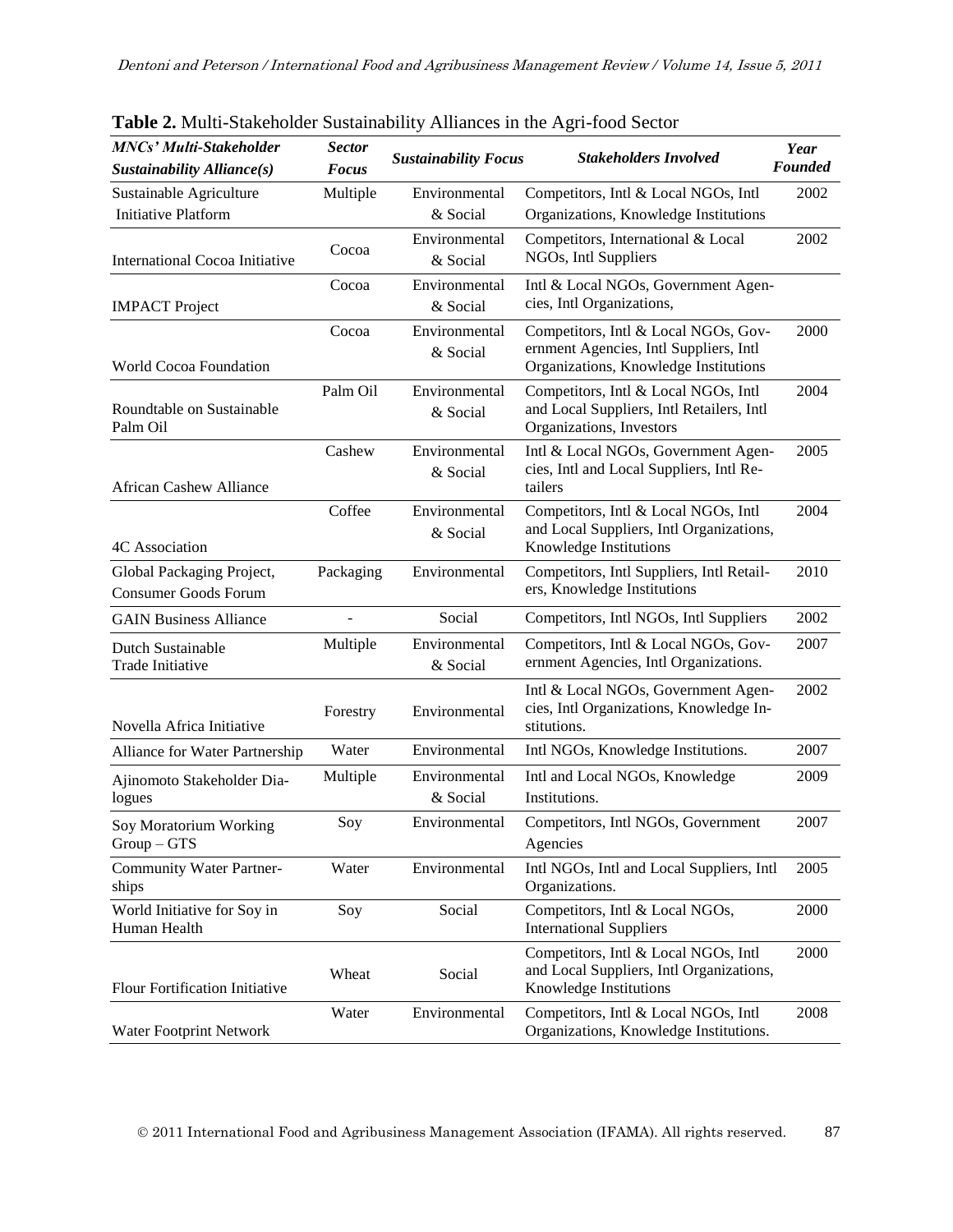**Table 2.** Multi-Stakeholder Sustainability Alliances in the Agri-food Sector

| *MNCs' Multi-Stakeholder Sustainability Alliance(s)* | *Sector Focus* | *Sustainability Focus* | *Stakeholders Involved* | *Year Founded* |
|---|---|---|---|---|
| Sustainable Agriculture Initiative Platform | Multiple | Environmental & Social | Competitors, Intl & Local NGOs, Intl Organizations, Knowledge Institutions | 2002 |
| International Cocoa Initiative | Cocoa | Environmental & Social | Competitors, International & Local NGOs, Intl Suppliers | 2002 |
| IMPACT Project | Cocoa | Environmental & Social | Intl & Local NGOs, Government Agencies, Intl Organizations, | |
| World Cocoa Foundation | Cocoa | Environmental & Social | Competitors, Intl & Local NGOs, Government Agencies, Intl Suppliers, Intl Organizations, Knowledge Institutions | 2000 |
| Roundtable on Sustainable Palm Oil | Palm Oil | Environmental & Social | Competitors, Intl & Local NGOs, Intl and Local Suppliers, Intl Retailers, Intl Organizations, Investors | 2004 |
| African Cashew Alliance | Cashew | Environmental & Social | Intl & Local NGOs, Government Agencies, Intl and Local Suppliers, Intl Retailers | 2005 |
| 4C Association | Coffee | Environmental & Social | Competitors, Intl & Local NGOs, Intl and Local Suppliers, Intl Organizations, Knowledge Institutions | 2004 |
| Global Packaging Project, Consumer Goods Forum | Packaging | Environmental | Competitors, Intl Suppliers, Intl Retailers, Knowledge Institutions | 2010 |
| GAIN Business Alliance | - | Social | Competitors, Intl NGOs, Intl Suppliers | 2002 |
| Dutch Sustainable Trade Initiative | Multiple | Environmental & Social | Competitors, Intl & Local NGOs, Government Agencies, Intl Organizations. | 2007 |
| Novella Africa Initiative | Forestry | Environmental | Intl & Local NGOs, Government Agencies, Intl Organizations, Knowledge Institutions. | 2002 |
| Alliance for Water Partnership | Water | Environmental | Intl NGOs, Knowledge Institutions. | 2007 |
| Ajinomoto Stakeholder Dialogues | Multiple | Environmental & Social | Intl and Local NGOs, Knowledge Institutions. | 2009 |
| Soy Moratorium Working Group – GTS | Soy | Environmental | Competitors, Intl NGOs, Government Agencies | 2007 |
| Community Water Partnerships | Water | Environmental | Intl NGOs, Intl and Local Suppliers, Intl Organizations. | 2005 |
| World Initiative for Soy in Human Health | Soy | Social | Competitors, Intl & Local NGOs, International Suppliers | 2000 |
| Flour Fortification Initiative | Wheat | Social | Competitors, Intl & Local NGOs, Intl and Local Suppliers, Intl Organizations, Knowledge Institutions | 2000 |
| Water Footprint Network | Water | Environmental | Competitors, Intl & Local NGOs, Intl Organizations, Knowledge Institutions. | 2008 |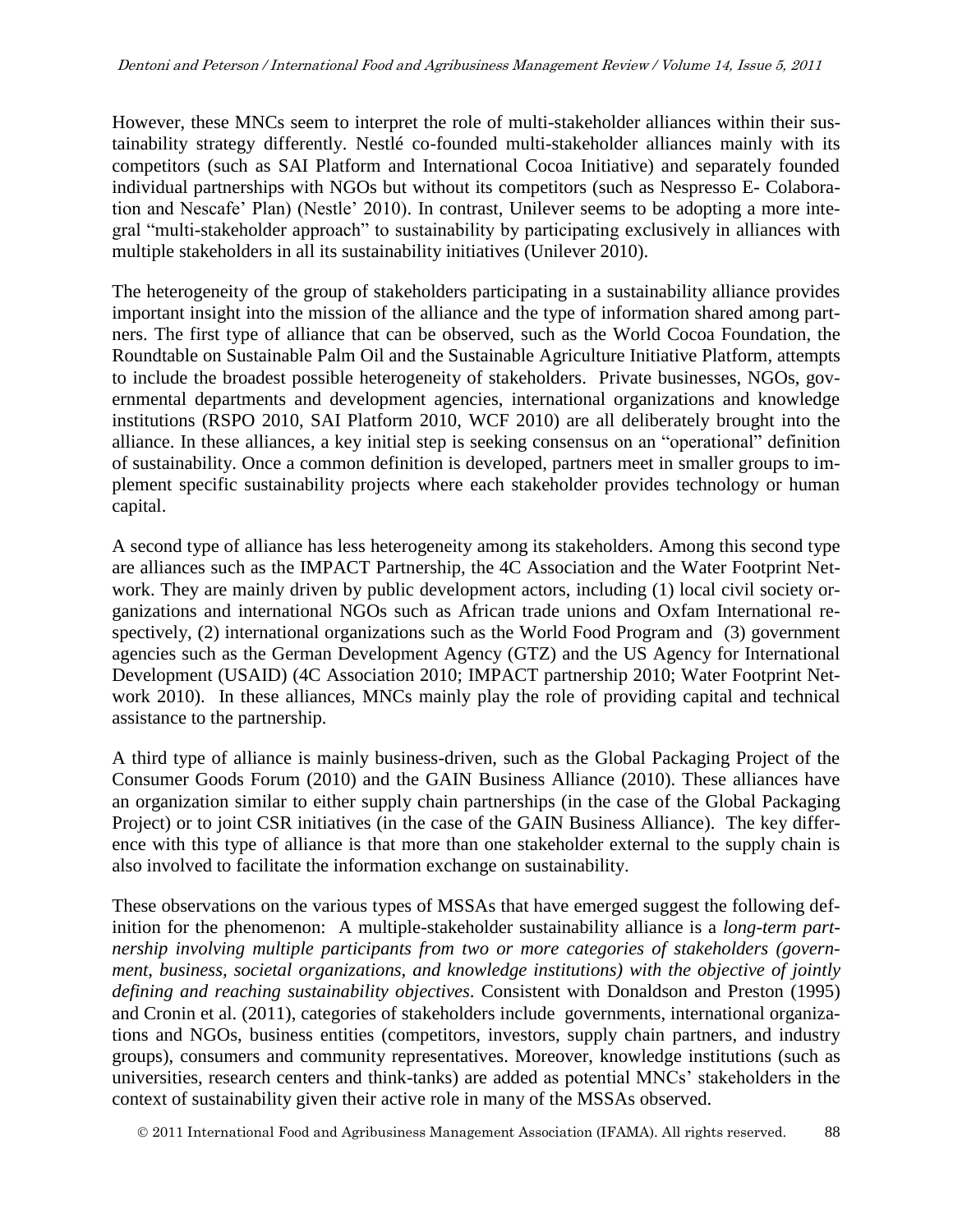However, these MNCs seem to interpret the role of multi-stakeholder alliances within their sustainability strategy differently. Nestlé co-founded multi-stakeholder alliances mainly with its competitors (such as SAI Platform and International Cocoa Initiative) and separately founded individual partnerships with NGOs but without its competitors (such as Nespresso E- Colaboration and Nescafe' Plan) (Nestle' 2010). In contrast, Unilever seems to be adopting a more integral "multi-stakeholder approach" to sustainability by participating exclusively in alliances with multiple stakeholders in all its sustainability initiatives (Unilever 2010).

The heterogeneity of the group of stakeholders participating in a sustainability alliance provides important insight into the mission of the alliance and the type of information shared among partners. The first type of alliance that can be observed, such as the World Cocoa Foundation, the Roundtable on Sustainable Palm Oil and the Sustainable Agriculture Initiative Platform, attempts to include the broadest possible heterogeneity of stakeholders. Private businesses, NGOs, governmental departments and development agencies, international organizations and knowledge institutions (RSPO 2010, SAI Platform 2010, WCF 2010) are all deliberately brought into the alliance. In these alliances, a key initial step is seeking consensus on an "operational" definition of sustainability. Once a common definition is developed, partners meet in smaller groups to implement specific sustainability projects where each stakeholder provides technology or human capital.

A second type of alliance has less heterogeneity among its stakeholders. Among this second type are alliances such as the IMPACT Partnership, the 4C Association and the Water Footprint Network. They are mainly driven by public development actors, including (1) local civil society organizations and international NGOs such as African trade unions and Oxfam International respectively, (2) international organizations such as the World Food Program and (3) government agencies such as the German Development Agency (GTZ) and the US Agency for International Development (USAID) (4C Association 2010; IMPACT partnership 2010; Water Footprint Network 2010). In these alliances, MNCs mainly play the role of providing capital and technical assistance to the partnership.

A third type of alliance is mainly business-driven, such as the Global Packaging Project of the Consumer Goods Forum (2010) and the GAIN Business Alliance (2010). These alliances have an organization similar to either supply chain partnerships (in the case of the Global Packaging Project) or to joint CSR initiatives (in the case of the GAIN Business Alliance). The key difference with this type of alliance is that more than one stakeholder external to the supply chain is also involved to facilitate the information exchange on sustainability.

These observations on the various types of MSSAs that have emerged suggest the following definition for the phenomenon: A multiple-stakeholder sustainability alliance is a *long-term partnership involving multiple participants from two or more categories of stakeholders (government, business, societal organizations, and knowledge institutions) with the objective of jointly defining and reaching sustainability objectives*. Consistent with Donaldson and Preston (1995) and Cronin et al. (2011), categories of stakeholders include governments, international organizations and NGOs, business entities (competitors, investors, supply chain partners, and industry groups), consumers and community representatives. Moreover, knowledge institutions (such as universities, research centers and think-tanks) are added as potential MNCs' stakeholders in the context of sustainability given their active role in many of the MSSAs observed.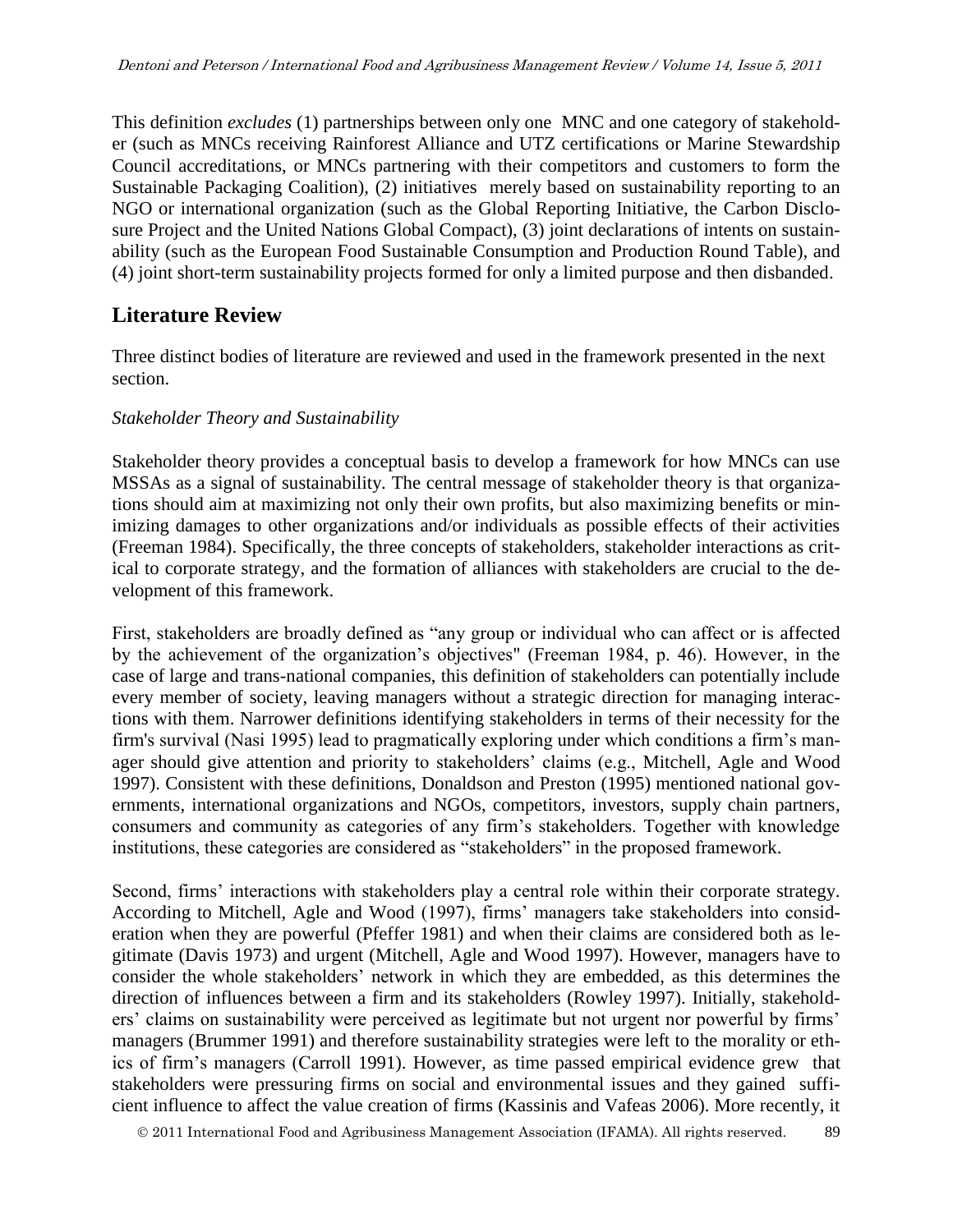This definition *excludes* (1) partnerships between only one MNC and one category of stakeholder (such as MNCs receiving Rainforest Alliance and UTZ certifications or Marine Stewardship Council accreditations, or MNCs partnering with their competitors and customers to form the Sustainable Packaging Coalition), (2) initiatives merely based on sustainability reporting to an NGO or international organization (such as the Global Reporting Initiative, the Carbon Disclosure Project and the United Nations Global Compact), (3) joint declarations of intents on sustainability (such as the European Food Sustainable Consumption and Production Round Table), and (4) joint short-term sustainability projects formed for only a limited purpose and then disbanded.

## Literature Review

Three distinct bodies of literature are reviewed and used in the framework presented in the next section.

*Stakeholder Theory and Sustainability*

Stakeholder theory provides a conceptual basis to develop a framework for how MNCs can use MSSAs as a signal of sustainability. The central message of stakeholder theory is that organizations should aim at maximizing not only their own profits, but also maximizing benefits or minimizing damages to other organizations and/or individuals as possible effects of their activities (Freeman 1984). Specifically, the three concepts of stakeholders, stakeholder interactions as critical to corporate strategy, and the formation of alliances with stakeholders are crucial to the development of this framework.

First, stakeholders are broadly defined as "any group or individual who can affect or is affected by the achievement of the organization's objectives" (Freeman 1984, p. 46). However, in the case of large and trans-national companies, this definition of stakeholders can potentially include every member of society, leaving managers without a strategic direction for managing interactions with them. Narrower definitions identifying stakeholders in terms of their necessity for the firm's survival (Nasi 1995) lead to pragmatically exploring under which conditions a firm's manager should give attention and priority to stakeholders' claims (e.g., Mitchell, Agle and Wood 1997). Consistent with these definitions, Donaldson and Preston (1995) mentioned national governments, international organizations and NGOs, competitors, investors, supply chain partners, consumers and community as categories of any firm's stakeholders. Together with knowledge institutions, these categories are considered as "stakeholders" in the proposed framework.

Second, firms' interactions with stakeholders play a central role within their corporate strategy. According to Mitchell, Agle and Wood (1997), firms' managers take stakeholders into consideration when they are powerful (Pfeffer 1981) and when their claims are considered both as legitimate (Davis 1973) and urgent (Mitchell, Agle and Wood 1997). However, managers have to consider the whole stakeholders' network in which they are embedded, as this determines the direction of influences between a firm and its stakeholders (Rowley 1997). Initially, stakeholders' claims on sustainability were perceived as legitimate but not urgent nor powerful by firms' managers (Brummer 1991) and therefore sustainability strategies were left to the morality or ethics of firm's managers (Carroll 1991). However, as time passed empirical evidence grew that stakeholders were pressuring firms on social and environmental issues and they gained sufficient influence to affect the value creation of firms (Kassinis and Vafeas 2006). More recently, it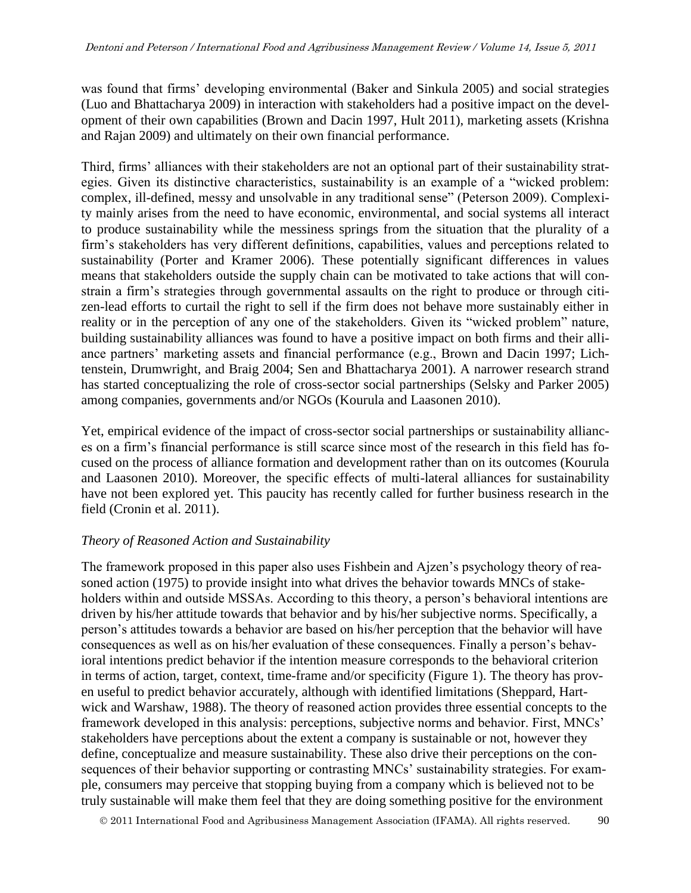was found that firms' developing environmental (Baker and Sinkula 2005) and social strategies (Luo and Bhattacharya 2009) in interaction with stakeholders had a positive impact on the development of their own capabilities (Brown and Dacin 1997, Hult 2011), marketing assets (Krishna and Rajan 2009) and ultimately on their own financial performance.

Third, firms' alliances with their stakeholders are not an optional part of their sustainability strategies. Given its distinctive characteristics, sustainability is an example of a "wicked problem: complex, ill-defined, messy and unsolvable in any traditional sense" (Peterson 2009). Complexity mainly arises from the need to have economic, environmental, and social systems all interact to produce sustainability while the messiness springs from the situation that the plurality of a firm's stakeholders has very different definitions, capabilities, values and perceptions related to sustainability (Porter and Kramer 2006). These potentially significant differences in values means that stakeholders outside the supply chain can be motivated to take actions that will constrain a firm's strategies through governmental assaults on the right to produce or through citizen-lead efforts to curtail the right to sell if the firm does not behave more sustainably either in reality or in the perception of any one of the stakeholders. Given its "wicked problem" nature, building sustainability alliances was found to have a positive impact on both firms and their alliance partners' marketing assets and financial performance (e.g., Brown and Dacin 1997; Lichtenstein, Drumwright, and Braig 2004; Sen and Bhattacharya 2001). A narrower research strand has started conceptualizing the role of cross-sector social partnerships (Selsky and Parker 2005) among companies, governments and/or NGOs (Kourula and Laasonen 2010).

Yet, empirical evidence of the impact of cross-sector social partnerships or sustainability alliances on a firm's financial performance is still scarce since most of the research in this field has focused on the process of alliance formation and development rather than on its outcomes (Kourula and Laasonen 2010). Moreover, the specific effects of multi-lateral alliances for sustainability have not been explored yet. This paucity has recently called for further business research in the field (Cronin et al. 2011).

### *Theory of Reasoned Action and Sustainability*

The framework proposed in this paper also uses Fishbein and Ajzen's psychology theory of reasoned action (1975) to provide insight into what drives the behavior towards MNCs of stakeholders within and outside MSSAs. According to this theory, a person's behavioral intentions are driven by his/her attitude towards that behavior and by his/her subjective norms. Specifically, a person's attitudes towards a behavior are based on his/her perception that the behavior will have consequences as well as on his/her evaluation of these consequences. Finally a person's behavioral intentions predict behavior if the intention measure corresponds to the behavioral criterion in terms of action, target, context, time-frame and/or specificity (Figure 1). The theory has proven useful to predict behavior accurately, although with identified limitations (Sheppard, Hartwick and Warshaw, 1988). The theory of reasoned action provides three essential concepts to the framework developed in this analysis: perceptions, subjective norms and behavior. First, MNCs' stakeholders have perceptions about the extent a company is sustainable or not, however they define, conceptualize and measure sustainability. These also drive their perceptions on the consequences of their behavior supporting or contrasting MNCs' sustainability strategies. For example, consumers may perceive that stopping buying from a company which is believed not to be truly sustainable will make them feel that they are doing something positive for the environment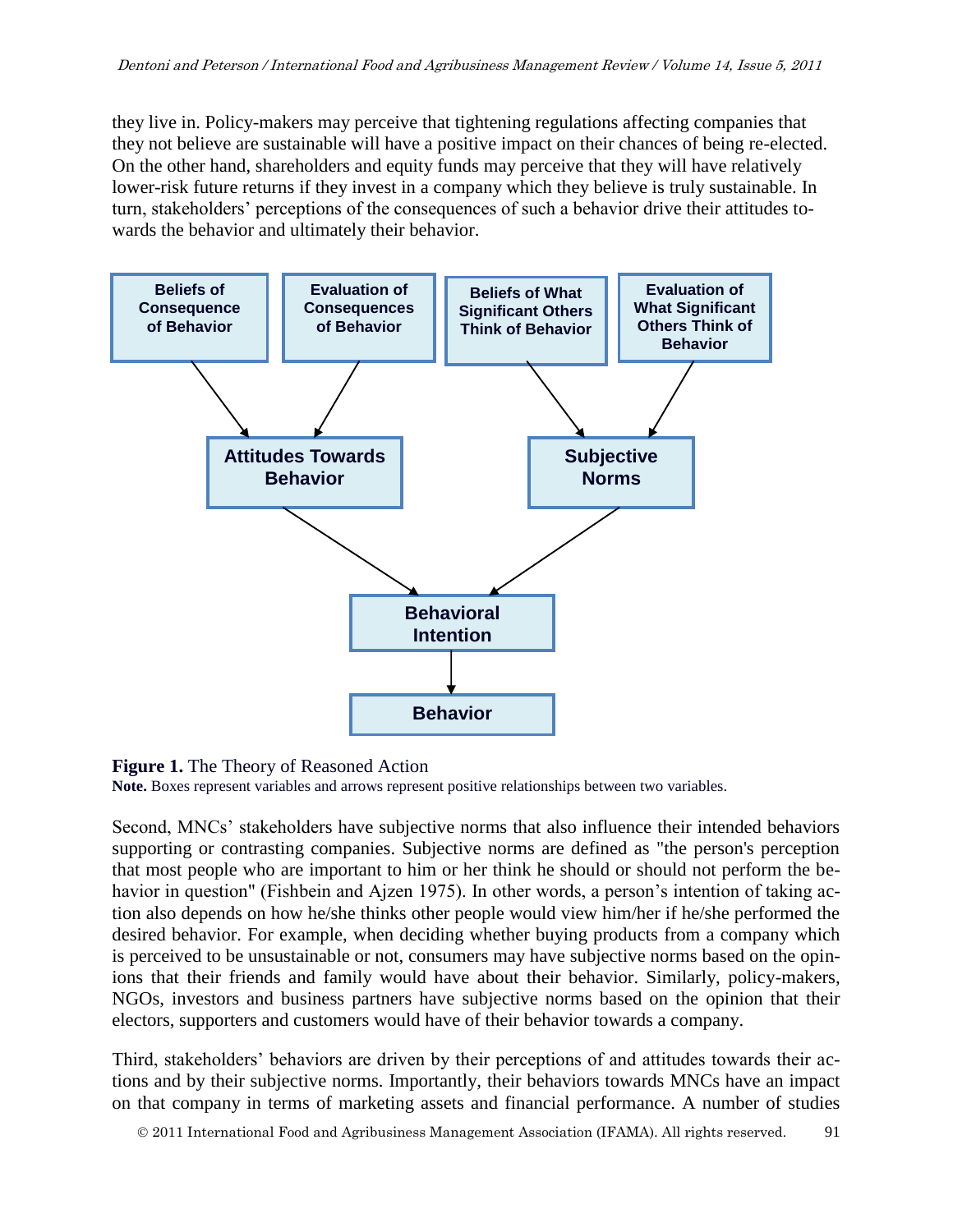they live in. Policy-makers may perceive that tightening regulations affecting companies that they not believe are sustainable will have a positive impact on their chances of being re-elected. On the other hand, shareholders and equity funds may perceive that they will have relatively lower-risk future returns if they invest in a company which they believe is truly sustainable. In turn, stakeholders' perceptions of the consequences of such a behavior drive their attitudes towards the behavior and ultimately their behavior.

Beliefs of Consequence of Behavior

Evaluation of Consequences of Behavior

Beliefs of What Significant Others Think of Behavior

Evaluation of What Significant Others Think of Behavior

Attitudes Towards Behavior

Subjective Norms

Behavioral Intention

Behavior

**Figure 1.** The Theory of Reasoned Action
**Note.** Boxes represent variables and arrows represent positive relationships between two variables.

Second, MNCs' stakeholders have subjective norms that also influence their intended behaviors supporting or contrasting companies. Subjective norms are defined as "the person's perception that most people who are important to him or her think he should or should not perform the behavior in question" (Fishbein and Ajzen 1975). In other words, a person's intention of taking action also depends on how he/she thinks other people would view him/her if he/she performed the desired behavior. For example, when deciding whether buying products from a company which is perceived to be unsustainable or not, consumers may have subjective norms based on the opinions that their friends and family would have about their behavior. Similarly, policy-makers, NGOs, investors and business partners have subjective norms based on the opinion that their electors, supporters and customers would have of their behavior towards a company.

Third, stakeholders' behaviors are driven by their perceptions of and attitudes towards their actions and by their subjective norms. Importantly, their behaviors towards MNCs have an impact on that company in terms of marketing assets and financial performance. A number of studies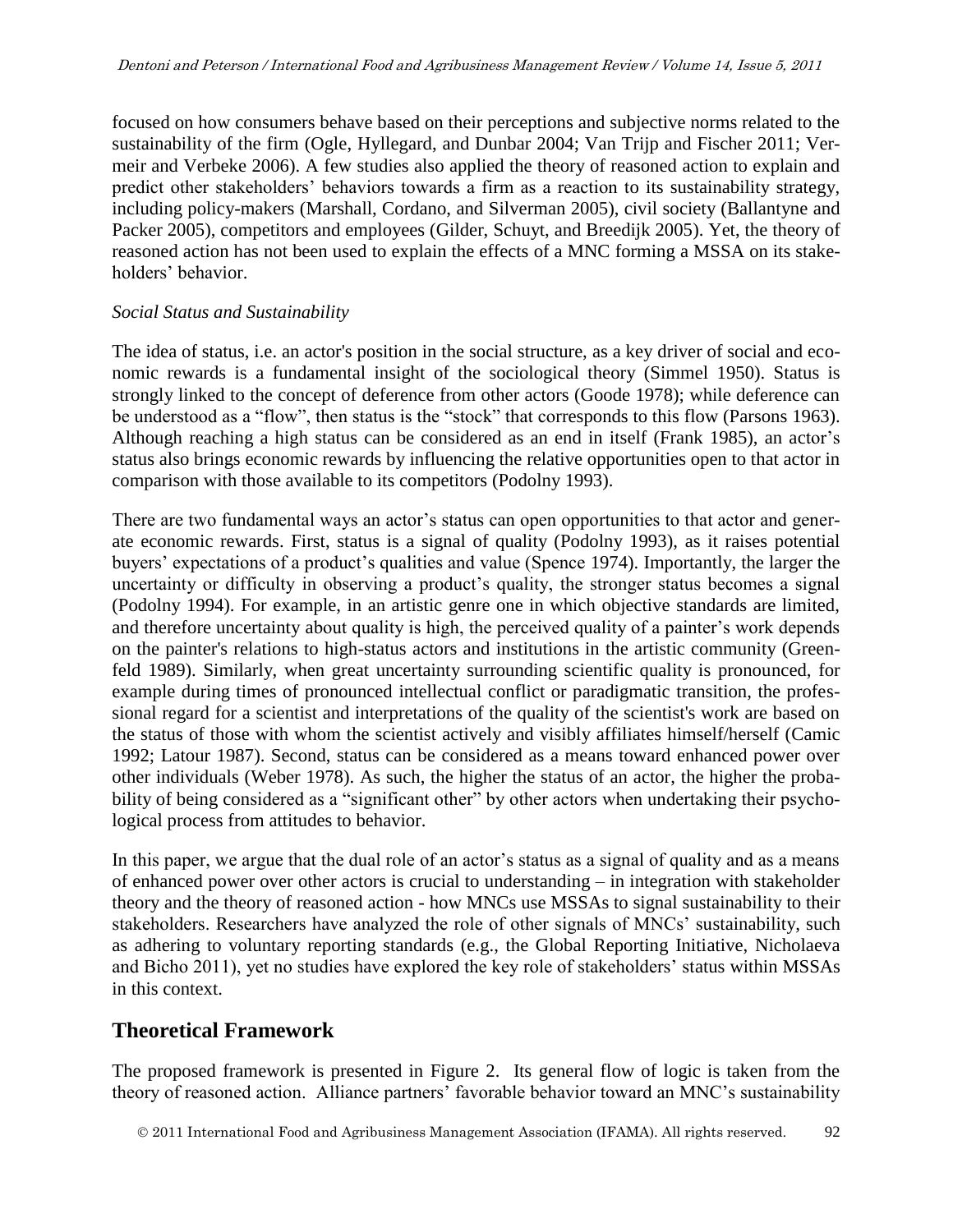focused on how consumers behave based on their perceptions and subjective norms related to the sustainability of the firm (Ogle, Hyllegard, and Dunbar 2004; Van Trijp and Fischer 2011; Vermeir and Verbeke 2006). A few studies also applied the theory of reasoned action to explain and predict other stakeholders' behaviors towards a firm as a reaction to its sustainability strategy, including policy-makers (Marshall, Cordano, and Silverman 2005), civil society (Ballantyne and Packer 2005), competitors and employees (Gilder, Schuyt, and Breedijk 2005). Yet, the theory of reasoned action has not been used to explain the effects of a MNC forming a MSSA on its stakeholders' behavior.

*Social Status and Sustainability*

The idea of status, i.e. an actor's position in the social structure, as a key driver of social and economic rewards is a fundamental insight of the sociological theory (Simmel 1950). Status is strongly linked to the concept of deference from other actors (Goode 1978); while deference can be understood as a "flow", then status is the "stock" that corresponds to this flow (Parsons 1963). Although reaching a high status can be considered as an end in itself (Frank 1985), an actor's status also brings economic rewards by influencing the relative opportunities open to that actor in comparison with those available to its competitors (Podolny 1993).

There are two fundamental ways an actor's status can open opportunities to that actor and generate economic rewards. First, status is a signal of quality (Podolny 1993), as it raises potential buyers' expectations of a product's qualities and value (Spence 1974). Importantly, the larger the uncertainty or difficulty in observing a product's quality, the stronger status becomes a signal (Podolny 1994). For example, in an artistic genre one in which objective standards are limited, and therefore uncertainty about quality is high, the perceived quality of a painter's work depends on the painter's relations to high-status actors and institutions in the artistic community (Greenfeld 1989). Similarly, when great uncertainty surrounding scientific quality is pronounced, for example during times of pronounced intellectual conflict or paradigmatic transition, the professional regard for a scientist and interpretations of the quality of the scientist's work are based on the status of those with whom the scientist actively and visibly affiliates himself/herself (Camic 1992; Latour 1987). Second, status can be considered as a means toward enhanced power over other individuals (Weber 1978). As such, the higher the status of an actor, the higher the probability of being considered as a "significant other" by other actors when undertaking their psychological process from attitudes to behavior.

In this paper, we argue that the dual role of an actor's status as a signal of quality and as a means of enhanced power over other actors is crucial to understanding – in integration with stakeholder theory and the theory of reasoned action - how MNCs use MSSAs to signal sustainability to their stakeholders. Researchers have analyzed the role of other signals of MNCs' sustainability, such as adhering to voluntary reporting standards (e.g., the Global Reporting Initiative, Nicholaeva and Bicho 2011), yet no studies have explored the key role of stakeholders' status within MSSAs in this context.

## Theoretical Framework

The proposed framework is presented in Figure 2. Its general flow of logic is taken from the theory of reasoned action. Alliance partners' favorable behavior toward an MNC's sustainability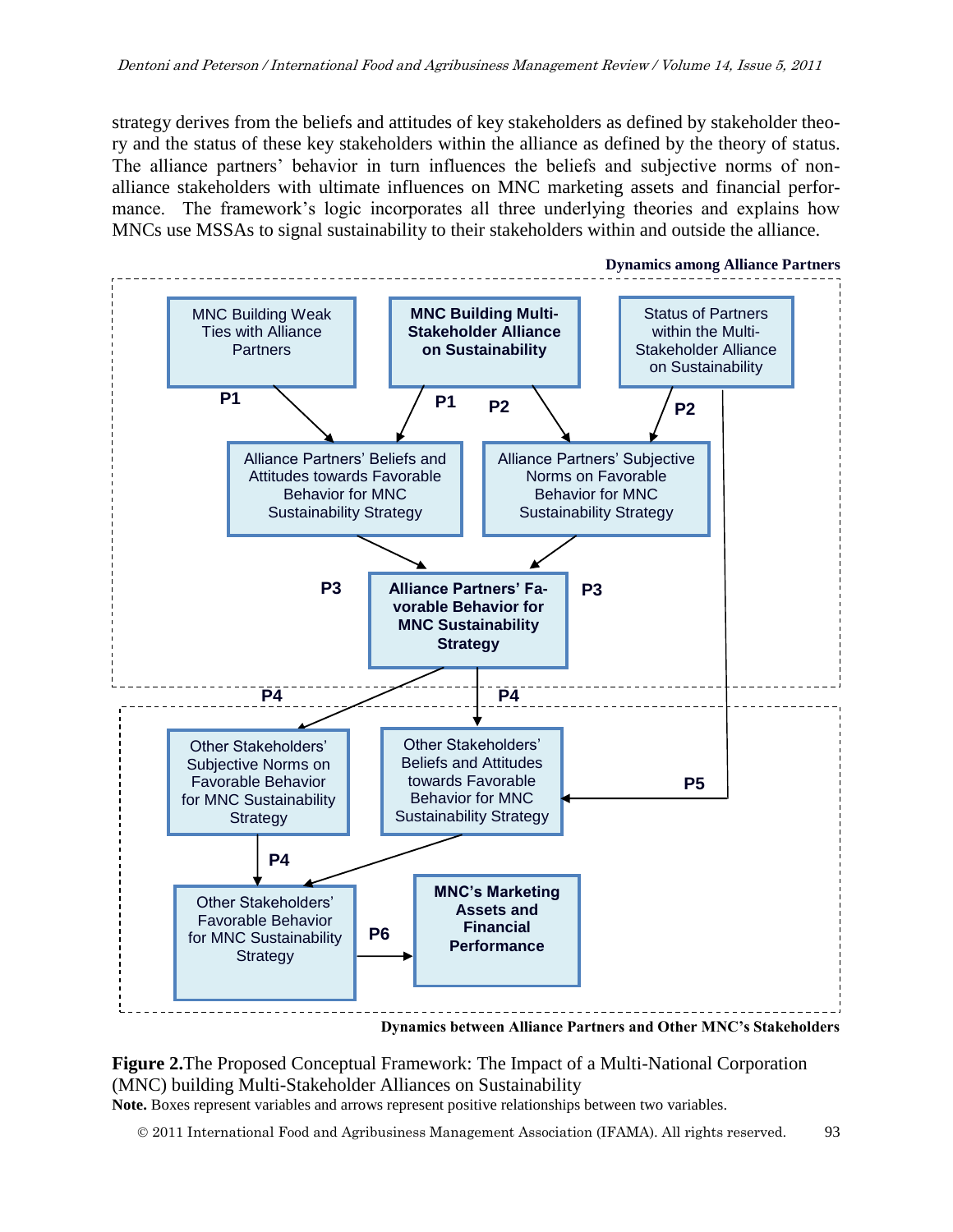strategy derives from the beliefs and attitudes of key stakeholders as defined by stakeholder theory and the status of these key stakeholders within the alliance as defined by the theory of status. The alliance partners' behavior in turn influences the beliefs and subjective norms of non-alliance stakeholders with ultimate influences on MNC marketing assets and financial performance. The framework's logic incorporates all three underlying theories and explains how MNCs use MSSAs to signal sustainability to their stakeholders within and outside the alliance.

**Figure 2.** The Proposed Conceptual Framework: The Impact of a Multi-National Corporation (MNC) building Multi-Stakeholder Alliances on Sustainability

**Note.** Boxes represent variables and arrows represent positive relationships between two variables.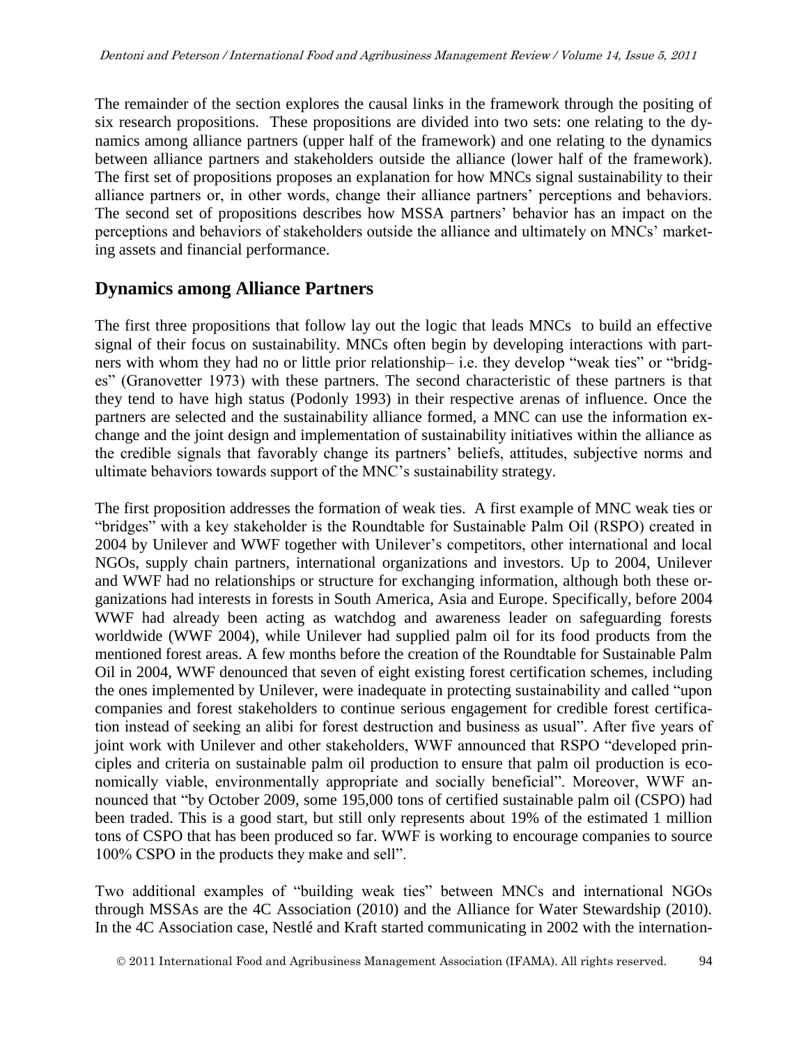The remainder of the section explores the causal links in the framework through the positing of six research propositions. These propositions are divided into two sets: one relating to the dynamics among alliance partners (upper half of the framework) and one relating to the dynamics between alliance partners and stakeholders outside the alliance (lower half of the framework). The first set of propositions proposes an explanation for how MNCs signal sustainability to their alliance partners or, in other words, change their alliance partners' perceptions and behaviors. The second set of propositions describes how MSSA partners' behavior has an impact on the perceptions and behaviors of stakeholders outside the alliance and ultimately on MNCs' marketing assets and financial performance.

## Dynamics among Alliance Partners

The first three propositions that follow lay out the logic that leads MNCs to build an effective signal of their focus on sustainability. MNCs often begin by developing interactions with partners with whom they had no or little prior relationship– i.e. they develop "weak ties" or "bridges" (Granovetter 1973) with these partners. The second characteristic of these partners is that they tend to have high status (Podonly 1993) in their respective arenas of influence. Once the partners are selected and the sustainability alliance formed, a MNC can use the information exchange and the joint design and implementation of sustainability initiatives within the alliance as the credible signals that favorably change its partners' beliefs, attitudes, subjective norms and ultimate behaviors towards support of the MNC's sustainability strategy.

The first proposition addresses the formation of weak ties. A first example of MNC weak ties or "bridges" with a key stakeholder is the Roundtable for Sustainable Palm Oil (RSPO) created in 2004 by Unilever and WWF together with Unilever's competitors, other international and local NGOs, supply chain partners, international organizations and investors. Up to 2004, Unilever and WWF had no relationships or structure for exchanging information, although both these organizations had interests in forests in South America, Asia and Europe. Specifically, before 2004 WWF had already been acting as watchdog and awareness leader on safeguarding forests worldwide (WWF 2004), while Unilever had supplied palm oil for its food products from the mentioned forest areas. A few months before the creation of the Roundtable for Sustainable Palm Oil in 2004, WWF denounced that seven of eight existing forest certification schemes, including the ones implemented by Unilever, were inadequate in protecting sustainability and called "upon companies and forest stakeholders to continue serious engagement for credible forest certification instead of seeking an alibi for forest destruction and business as usual". After five years of joint work with Unilever and other stakeholders, WWF announced that RSPO "developed principles and criteria on sustainable palm oil production to ensure that palm oil production is economically viable, environmentally appropriate and socially beneficial". Moreover, WWF announced that "by October 2009, some 195,000 tons of certified sustainable palm oil (CSPO) had been traded. This is a good start, but still only represents about 19% of the estimated 1 million tons of CSPO that has been produced so far. WWF is working to encourage companies to source 100% CSPO in the products they make and sell".

Two additional examples of "building weak ties" between MNCs and international NGOs through MSSAs are the 4C Association (2010) and the Alliance for Water Stewardship (2010). In the 4C Association case, Nestlé and Kraft started communicating in 2002 with the internation-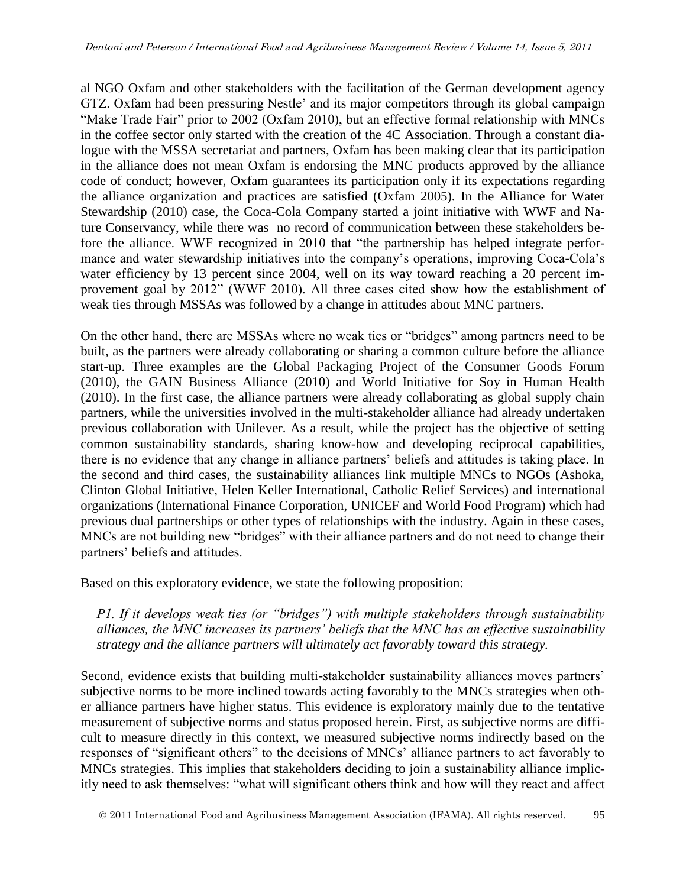al NGO Oxfam and other stakeholders with the facilitation of the German development agency GTZ. Oxfam had been pressuring Nestle' and its major competitors through its global campaign "Make Trade Fair" prior to 2002 (Oxfam 2010), but an effective formal relationship with MNCs in the coffee sector only started with the creation of the 4C Association. Through a constant dialogue with the MSSA secretariat and partners, Oxfam has been making clear that its participation in the alliance does not mean Oxfam is endorsing the MNC products approved by the alliance code of conduct; however, Oxfam guarantees its participation only if its expectations regarding the alliance organization and practices are satisfied (Oxfam 2005). In the Alliance for Water Stewardship (2010) case, the Coca-Cola Company started a joint initiative with WWF and Nature Conservancy, while there was no record of communication between these stakeholders before the alliance. WWF recognized in 2010 that "the partnership has helped integrate performance and water stewardship initiatives into the company's operations, improving Coca-Cola's water efficiency by 13 percent since 2004, well on its way toward reaching a 20 percent improvement goal by 2012" (WWF 2010). All three cases cited show how the establishment of weak ties through MSSAs was followed by a change in attitudes about MNC partners.

On the other hand, there are MSSAs where no weak ties or "bridges" among partners need to be built, as the partners were already collaborating or sharing a common culture before the alliance start-up. Three examples are the Global Packaging Project of the Consumer Goods Forum (2010), the GAIN Business Alliance (2010) and World Initiative for Soy in Human Health (2010). In the first case, the alliance partners were already collaborating as global supply chain partners, while the universities involved in the multi-stakeholder alliance had already undertaken previous collaboration with Unilever. As a result, while the project has the objective of setting common sustainability standards, sharing know-how and developing reciprocal capabilities, there is no evidence that any change in alliance partners' beliefs and attitudes is taking place. In the second and third cases, the sustainability alliances link multiple MNCs to NGOs (Ashoka, Clinton Global Initiative, Helen Keller International, Catholic Relief Services) and international organizations (International Finance Corporation, UNICEF and World Food Program) which had previous dual partnerships or other types of relationships with the industry. Again in these cases, MNCs are not building new "bridges" with their alliance partners and do not need to change their partners' beliefs and attitudes.

Based on this exploratory evidence, we state the following proposition:

*P1. If it develops weak ties (or "bridges") with multiple stakeholders through sustainability alliances, the MNC increases its partners' beliefs that the MNC has an effective sustainability strategy and the alliance partners will ultimately act favorably toward this strategy.*

Second, evidence exists that building multi-stakeholder sustainability alliances moves partners' subjective norms to be more inclined towards acting favorably to the MNCs strategies when other alliance partners have higher status. This evidence is exploratory mainly due to the tentative measurement of subjective norms and status proposed herein. First, as subjective norms are difficult to measure directly in this context, we measured subjective norms indirectly based on the responses of "significant others" to the decisions of MNCs' alliance partners to act favorably to MNCs strategies. This implies that stakeholders deciding to join a sustainability alliance implicitly need to ask themselves: "what will significant others think and how will they react and affect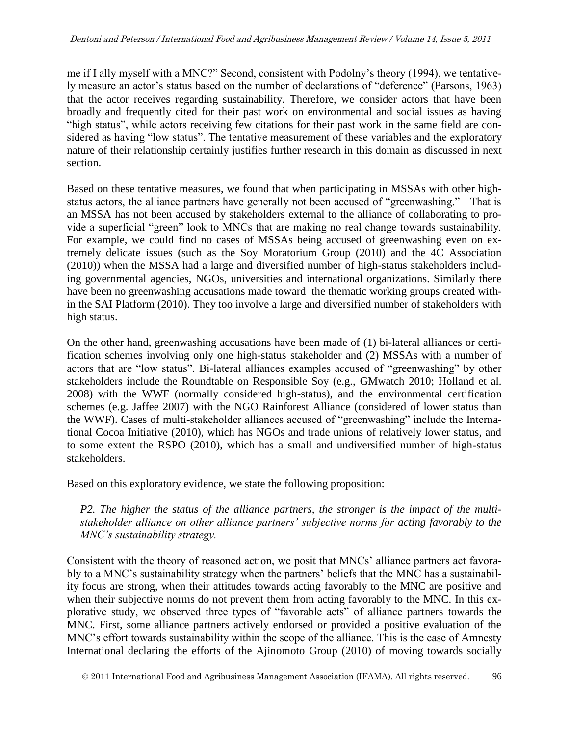me if I ally myself with a MNC?" Second, consistent with Podolny's theory (1994), we tentatively measure an actor's status based on the number of declarations of "deference" (Parsons, 1963) that the actor receives regarding sustainability. Therefore, we consider actors that have been broadly and frequently cited for their past work on environmental and social issues as having "high status", while actors receiving few citations for their past work in the same field are considered as having "low status". The tentative measurement of these variables and the exploratory nature of their relationship certainly justifies further research in this domain as discussed in next section.

Based on these tentative measures, we found that when participating in MSSAs with other high-status actors, the alliance partners have generally not been accused of "greenwashing." That is an MSSA has not been accused by stakeholders external to the alliance of collaborating to provide a superficial "green" look to MNCs that are making no real change towards sustainability. For example, we could find no cases of MSSAs being accused of greenwashing even on extremely delicate issues (such as the Soy Moratorium Group (2010) and the 4C Association (2010)) when the MSSA had a large and diversified number of high-status stakeholders including governmental agencies, NGOs, universities and international organizations. Similarly there have been no greenwashing accusations made toward the thematic working groups created within the SAI Platform (2010). They too involve a large and diversified number of stakeholders with high status.

On the other hand, greenwashing accusations have been made of (1) bi-lateral alliances or certification schemes involving only one high-status stakeholder and (2) MSSAs with a number of actors that are "low status". Bi-lateral alliances examples accused of "greenwashing" by other stakeholders include the Roundtable on Responsible Soy (e.g., GMwatch 2010; Holland et al. 2008) with the WWF (normally considered high-status), and the environmental certification schemes (e.g. Jaffee 2007) with the NGO Rainforest Alliance (considered of lower status than the WWF). Cases of multi-stakeholder alliances accused of "greenwashing" include the International Cocoa Initiative (2010), which has NGOs and trade unions of relatively lower status, and to some extent the RSPO (2010), which has a small and undiversified number of high-status stakeholders.

Based on this exploratory evidence, we state the following proposition:

> *P2. The higher the status of the alliance partners, the stronger is the impact of the multi-stakeholder alliance on other alliance partners' subjective norms for acting favorably to the MNC's sustainability strategy.*

Consistent with the theory of reasoned action, we posit that MNCs' alliance partners act favorably to a MNC's sustainability strategy when the partners' beliefs that the MNC has a sustainability focus are strong, when their attitudes towards acting favorably to the MNC are positive and when their subjective norms do not prevent them from acting favorably to the MNC. In this explorative study, we observed three types of "favorable acts" of alliance partners towards the MNC. First, some alliance partners actively endorsed or provided a positive evaluation of the MNC's effort towards sustainability within the scope of the alliance. This is the case of Amnesty International declaring the efforts of the Ajinomoto Group (2010) of moving towards socially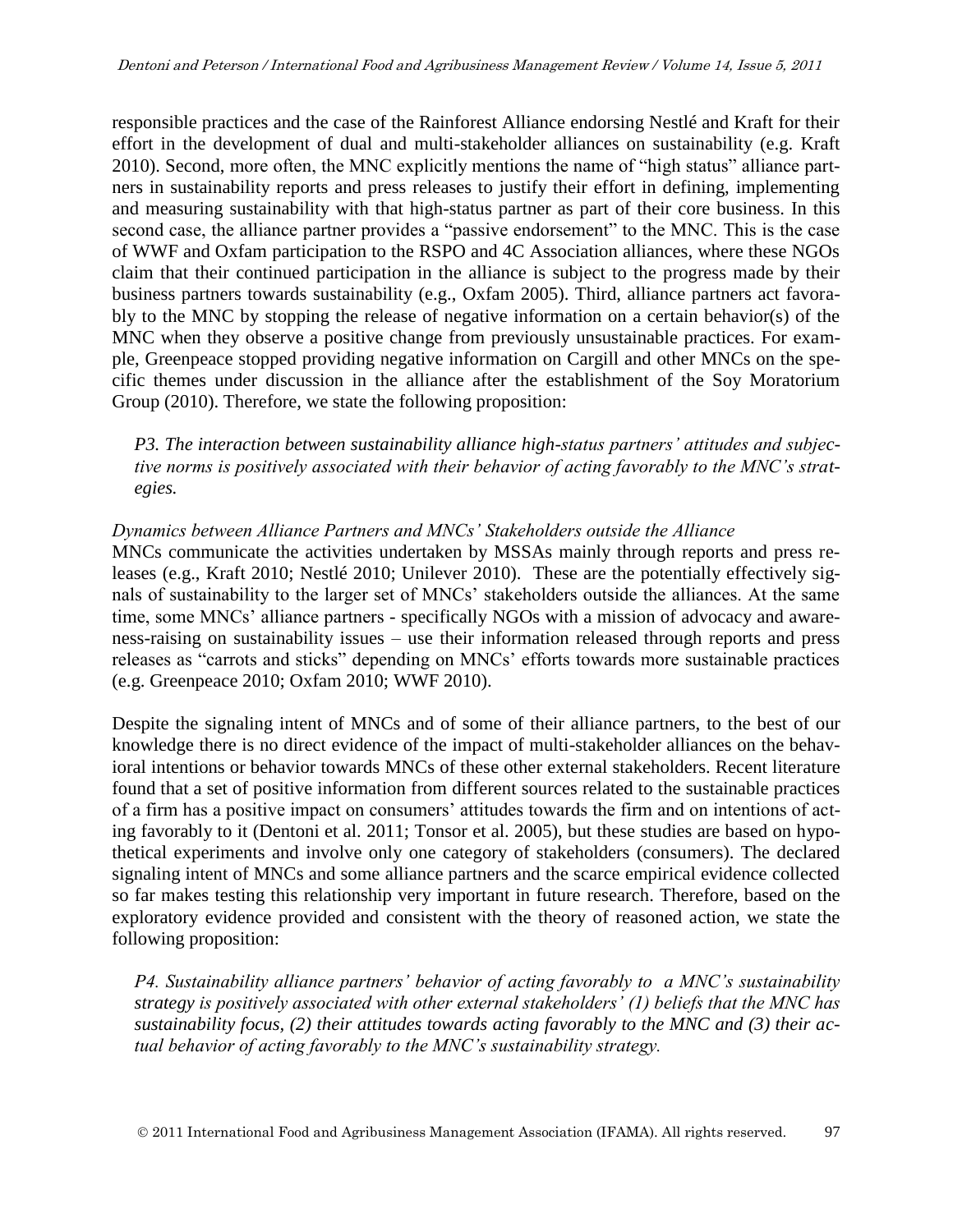responsible practices and the case of the Rainforest Alliance endorsing Nestlé and Kraft for their effort in the development of dual and multi-stakeholder alliances on sustainability (e.g. Kraft 2010). Second, more often, the MNC explicitly mentions the name of "high status" alliance partners in sustainability reports and press releases to justify their effort in defining, implementing and measuring sustainability with that high-status partner as part of their core business. In this second case, the alliance partner provides a "passive endorsement" to the MNC. This is the case of WWF and Oxfam participation to the RSPO and 4C Association alliances, where these NGOs claim that their continued participation in the alliance is subject to the progress made by their business partners towards sustainability (e.g., Oxfam 2005). Third, alliance partners act favorably to the MNC by stopping the release of negative information on a certain behavior(s) of the MNC when they observe a positive change from previously unsustainable practices. For example, Greenpeace stopped providing negative information on Cargill and other MNCs on the specific themes under discussion in the alliance after the establishment of the Soy Moratorium Group (2010). Therefore, we state the following proposition:

> *P3. The interaction between sustainability alliance high-status partners' attitudes and subjective norms is positively associated with their behavior of acting favorably to the MNC's strategies.*

*Dynamics between Alliance Partners and MNCs' Stakeholders outside the Alliance*

MNCs communicate the activities undertaken by MSSAs mainly through reports and press releases (e.g., Kraft 2010; Nestlé 2010; Unilever 2010). These are the potentially effectively signals of sustainability to the larger set of MNCs' stakeholders outside the alliances. At the same time, some MNCs' alliance partners - specifically NGOs with a mission of advocacy and awareness-raising on sustainability issues – use their information released through reports and press releases as "carrots and sticks" depending on MNCs' efforts towards more sustainable practices (e.g. Greenpeace 2010; Oxfam 2010; WWF 2010).

Despite the signaling intent of MNCs and of some of their alliance partners, to the best of our knowledge there is no direct evidence of the impact of multi-stakeholder alliances on the behavioral intentions or behavior towards MNCs of these other external stakeholders. Recent literature found that a set of positive information from different sources related to the sustainable practices of a firm has a positive impact on consumers' attitudes towards the firm and on intentions of acting favorably to it (Dentoni et al. 2011; Tonsor et al. 2005), but these studies are based on hypothetical experiments and involve only one category of stakeholders (consumers). The declared signaling intent of MNCs and some alliance partners and the scarce empirical evidence collected so far makes testing this relationship very important in future research. Therefore, based on the exploratory evidence provided and consistent with the theory of reasoned action, we state the following proposition:

> *P4. Sustainability alliance partners' behavior of acting favorably to a MNC's sustainability strategy is positively associated with other external stakeholders' (1) beliefs that the MNC has sustainability focus, (2) their attitudes towards acting favorably to the MNC and (3) their actual behavior of acting favorably to the MNC's sustainability strategy.*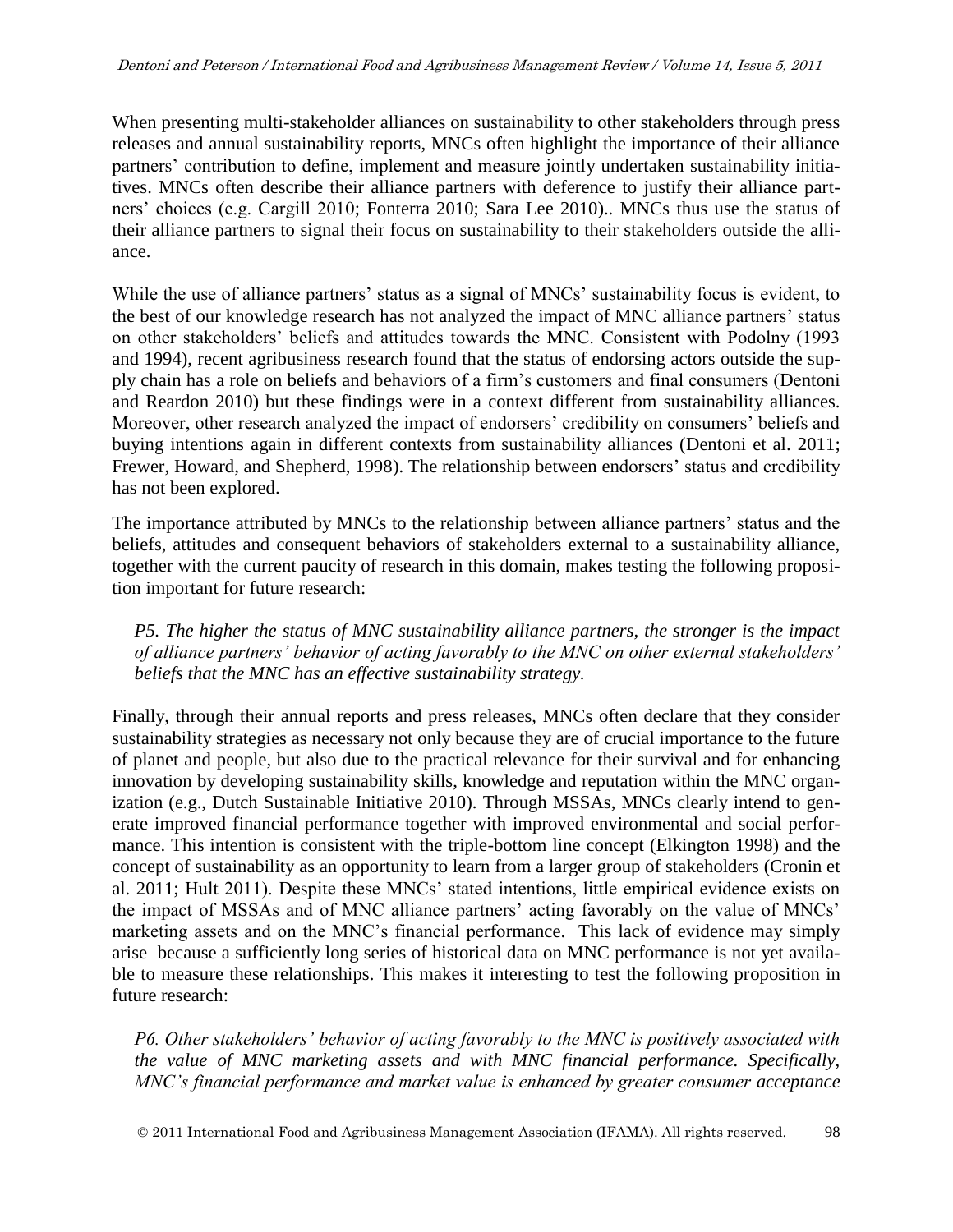When presenting multi-stakeholder alliances on sustainability to other stakeholders through press releases and annual sustainability reports, MNCs often highlight the importance of their alliance partners' contribution to define, implement and measure jointly undertaken sustainability initiatives. MNCs often describe their alliance partners with deference to justify their alliance partners' choices (e.g. Cargill 2010; Fonterra 2010; Sara Lee 2010).. MNCs thus use the status of their alliance partners to signal their focus on sustainability to their stakeholders outside the alliance.

While the use of alliance partners' status as a signal of MNCs' sustainability focus is evident, to the best of our knowledge research has not analyzed the impact of MNC alliance partners' status on other stakeholders' beliefs and attitudes towards the MNC. Consistent with Podolny (1993 and 1994), recent agribusiness research found that the status of endorsing actors outside the supply chain has a role on beliefs and behaviors of a firm's customers and final consumers (Dentoni and Reardon 2010) but these findings were in a context different from sustainability alliances. Moreover, other research analyzed the impact of endorsers' credibility on consumers' beliefs and buying intentions again in different contexts from sustainability alliances (Dentoni et al. 2011; Frewer, Howard, and Shepherd, 1998). The relationship between endorsers' status and credibility has not been explored.

The importance attributed by MNCs to the relationship between alliance partners' status and the beliefs, attitudes and consequent behaviors of stakeholders external to a sustainability alliance, together with the current paucity of research in this domain, makes testing the following proposition important for future research:

> *P5. The higher the status of MNC sustainability alliance partners, the stronger is the impact of alliance partners' behavior of acting favorably to the MNC on other external stakeholders' beliefs that the MNC has an effective sustainability strategy.*

Finally, through their annual reports and press releases, MNCs often declare that they consider sustainability strategies as necessary not only because they are of crucial importance to the future of planet and people, but also due to the practical relevance for their survival and for enhancing innovation by developing sustainability skills, knowledge and reputation within the MNC organization (e.g., Dutch Sustainable Initiative 2010). Through MSSAs, MNCs clearly intend to generate improved financial performance together with improved environmental and social performance. This intention is consistent with the triple-bottom line concept (Elkington 1998) and the concept of sustainability as an opportunity to learn from a larger group of stakeholders (Cronin et al. 2011; Hult 2011). Despite these MNCs' stated intentions, little empirical evidence exists on the impact of MSSAs and of MNC alliance partners' acting favorably on the value of MNCs' marketing assets and on the MNC's financial performance. This lack of evidence may simply arise because a sufficiently long series of historical data on MNC performance is not yet available to measure these relationships. This makes it interesting to test the following proposition in future research:

> *P6. Other stakeholders' behavior of acting favorably to the MNC is positively associated with the value of MNC marketing assets and with MNC financial performance. Specifically, MNC's financial performance and market value is enhanced by greater consumer acceptance*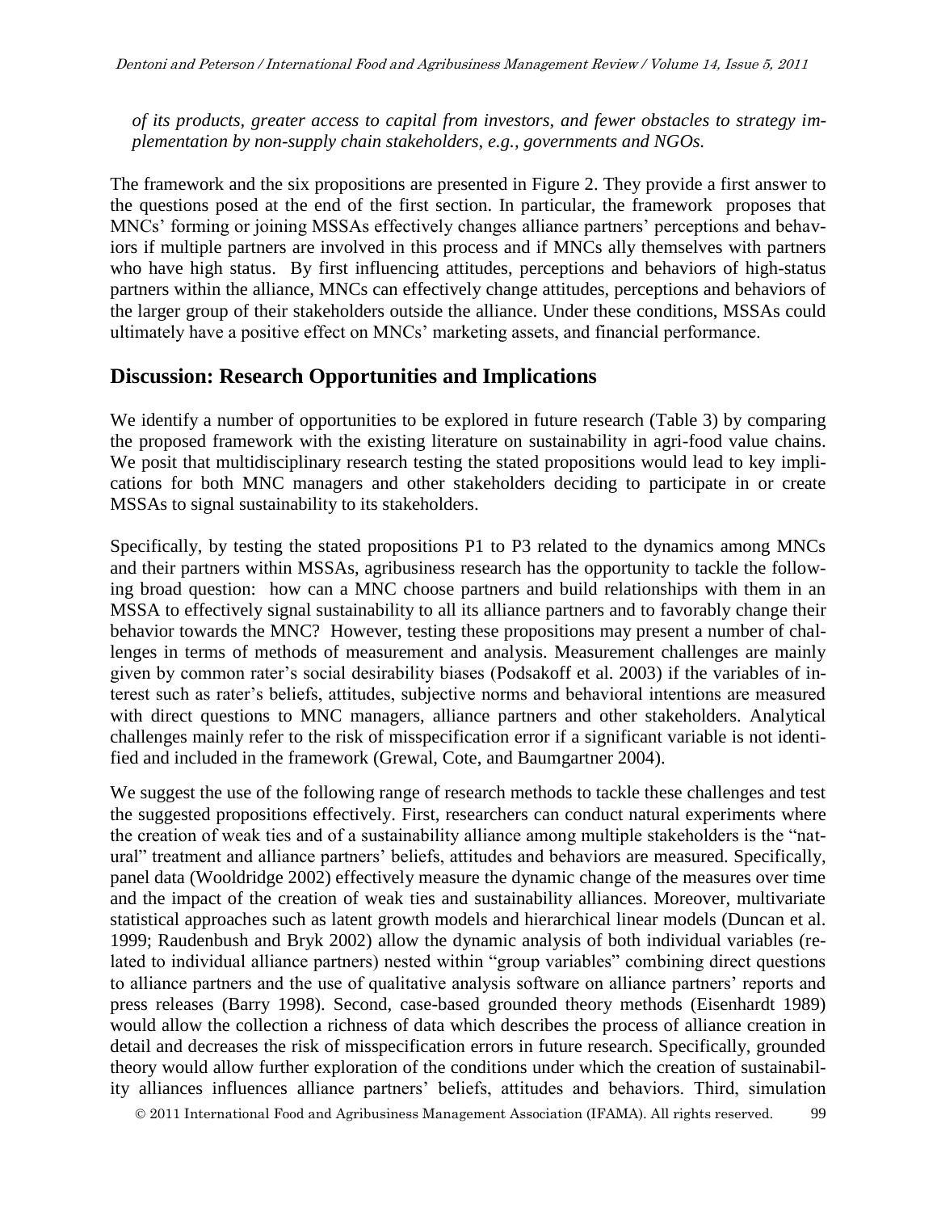*of its products, greater access to capital from investors, and fewer obstacles to strategy implementation by non-supply chain stakeholders, e.g., governments and NGOs.*

The framework and the six propositions are presented in Figure 2. They provide a first answer to the questions posed at the end of the first section. In particular, the framework proposes that MNCs' forming or joining MSSAs effectively changes alliance partners' perceptions and behaviors if multiple partners are involved in this process and if MNCs ally themselves with partners who have high status. By first influencing attitudes, perceptions and behaviors of high-status partners within the alliance, MNCs can effectively change attitudes, perceptions and behaviors of the larger group of their stakeholders outside the alliance. Under these conditions, MSSAs could ultimately have a positive effect on MNCs' marketing assets, and financial performance.

## Discussion: Research Opportunities and Implications

We identify a number of opportunities to be explored in future research (Table 3) by comparing the proposed framework with the existing literature on sustainability in agri-food value chains. We posit that multidisciplinary research testing the stated propositions would lead to key implications for both MNC managers and other stakeholders deciding to participate in or create MSSAs to signal sustainability to its stakeholders.

Specifically, by testing the stated propositions P1 to P3 related to the dynamics among MNCs and their partners within MSSAs, agribusiness research has the opportunity to tackle the following broad question: how can a MNC choose partners and build relationships with them in an MSSA to effectively signal sustainability to all its alliance partners and to favorably change their behavior towards the MNC? However, testing these propositions may present a number of challenges in terms of methods of measurement and analysis. Measurement challenges are mainly given by common rater's social desirability biases (Podsakoff et al. 2003) if the variables of interest such as rater's beliefs, attitudes, subjective norms and behavioral intentions are measured with direct questions to MNC managers, alliance partners and other stakeholders. Analytical challenges mainly refer to the risk of misspecification error if a significant variable is not identified and included in the framework (Grewal, Cote, and Baumgartner 2004).

We suggest the use of the following range of research methods to tackle these challenges and test the suggested propositions effectively. First, researchers can conduct natural experiments where the creation of weak ties and of a sustainability alliance among multiple stakeholders is the "natural" treatment and alliance partners' beliefs, attitudes and behaviors are measured. Specifically, panel data (Wooldridge 2002) effectively measure the dynamic change of the measures over time and the impact of the creation of weak ties and sustainability alliances. Moreover, multivariate statistical approaches such as latent growth models and hierarchical linear models (Duncan et al. 1999; Raudenbush and Bryk 2002) allow the dynamic analysis of both individual variables (related to individual alliance partners) nested within "group variables" combining direct questions to alliance partners and the use of qualitative analysis software on alliance partners' reports and press releases (Barry 1998). Second, case-based grounded theory methods (Eisenhardt 1989) would allow the collection a richness of data which describes the process of alliance creation in detail and decreases the risk of misspecification errors in future research. Specifically, grounded theory would allow further exploration of the conditions under which the creation of sustainability alliances influences alliance partners' beliefs, attitudes and behaviors. Third, simulation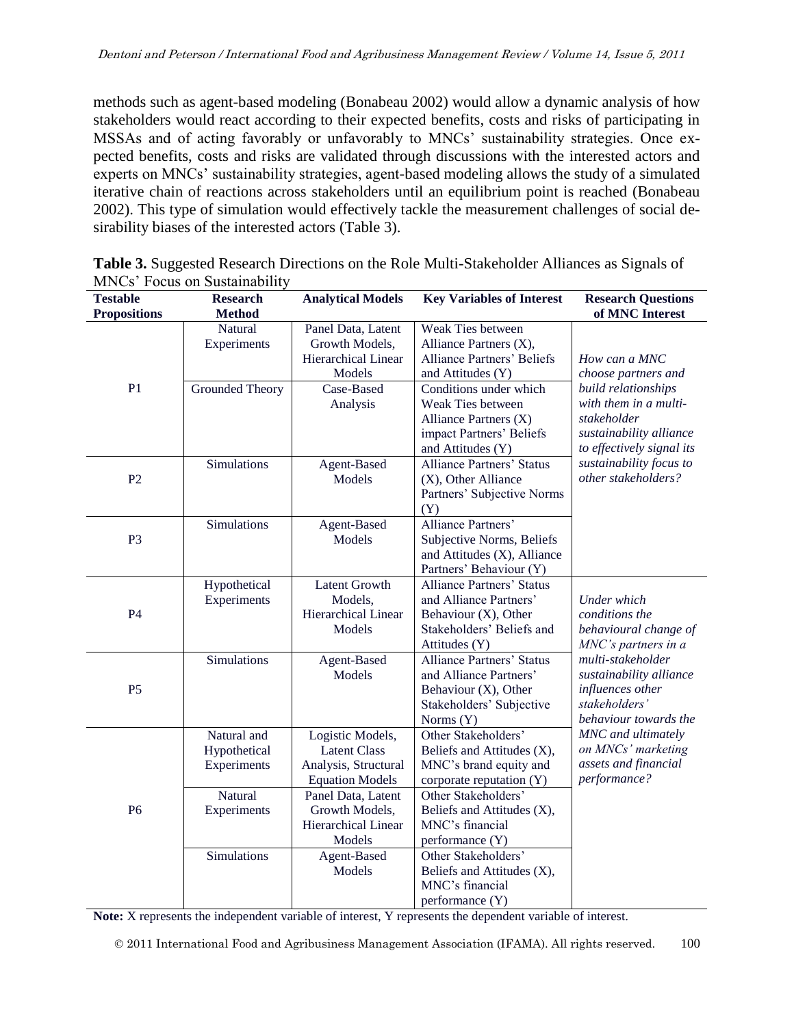methods such as agent-based modeling (Bonabeau 2002) would allow a dynamic analysis of how stakeholders would react according to their expected benefits, costs and risks of participating in MSSAs and of acting favorably or unfavorably to MNCs' sustainability strategies. Once expected benefits, costs and risks are validated through discussions with the interested actors and experts on MNCs' sustainability strategies, agent-based modeling allows the study of a simulated iterative chain of reactions across stakeholders until an equilibrium point is reached (Bonabeau 2002). This type of simulation would effectively tackle the measurement challenges of social desirability biases of the interested actors (Table 3).

**Table 3.** Suggested Research Directions on the Role Multi-Stakeholder Alliances as Signals of MNCs' Focus on Sustainability

| Testable Propositions | Research Method | Analytical Models | Key Variables of Interest | Research Questions of MNC Interest |
|---|---|---|---|---|
| P1 | Natural Experiments | Panel Data, Latent Growth Models, Hierarchical Linear Models | Weak Ties between Alliance Partners (X), Alliance Partners' Beliefs and Attitudes (Y) | *How can a MNC choose partners and build relationships with them in a multi-stakeholder sustainability alliance to effectively signal its sustainability focus to other stakeholders?* |
| | Grounded Theory | Case-Based Analysis | Conditions under which Weak Ties between Alliance Partners (X) impact Partners' Beliefs and Attitudes (Y) | |
| P2 | Simulations | Agent-Based Models | Alliance Partners' Status (X), Other Alliance Partners' Subjective Norms (Y) | |
| P3 | Simulations | Agent-Based Models | Alliance Partners' Subjective Norms, Beliefs and Attitudes (X), Alliance Partners' Behaviour (Y) | |
| P4 | Hypothetical Experiments | Latent Growth Models, Hierarchical Linear Models | Alliance Partners' Status and Alliance Partners' Behaviour (X), Other Stakeholders' Beliefs and Attitudes (Y) | *Under which conditions the behavioural change of MNC's partners in a multi-stakeholder sustainability alliance influences other stakeholders' behaviour towards the MNC and ultimately on MNCs' marketing assets and financial performance?* |
| P5 | Simulations | Agent-Based Models | Alliance Partners' Status and Alliance Partners' Behaviour (X), Other Stakeholders' Subjective Norms (Y) | |
| P6 | Natural and Hypothetical Experiments | Logistic Models, Latent Class Analysis, Structural Equation Models | Other Stakeholders' Beliefs and Attitudes (X), MNC's brand equity and corporate reputation (Y) | |
| | Natural Experiments | Panel Data, Latent Growth Models, Hierarchical Linear Models | Other Stakeholders' Beliefs and Attitudes (X), MNC's financial performance (Y) | |
| | Simulations | Agent-Based Models | Other Stakeholders' Beliefs and Attitudes (X), MNC's financial performance (Y) | |

**Note:** X represents the independent variable of interest, Y represents the dependent variable of interest.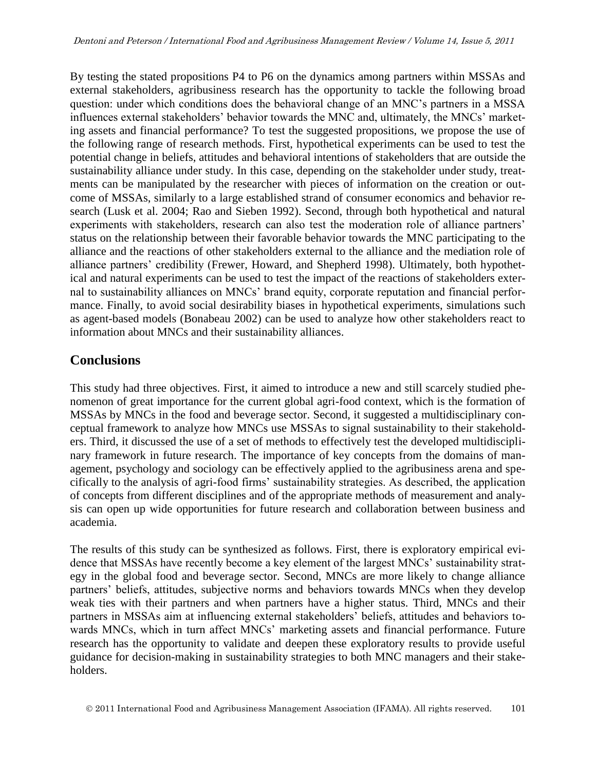By testing the stated propositions P4 to P6 on the dynamics among partners within MSSAs and external stakeholders, agribusiness research has the opportunity to tackle the following broad question: under which conditions does the behavioral change of an MNC's partners in a MSSA influences external stakeholders' behavior towards the MNC and, ultimately, the MNCs' marketing assets and financial performance? To test the suggested propositions, we propose the use of the following range of research methods. First, hypothetical experiments can be used to test the potential change in beliefs, attitudes and behavioral intentions of stakeholders that are outside the sustainability alliance under study. In this case, depending on the stakeholder under study, treatments can be manipulated by the researcher with pieces of information on the creation or outcome of MSSAs, similarly to a large established strand of consumer economics and behavior research (Lusk et al. 2004; Rao and Sieben 1992). Second, through both hypothetical and natural experiments with stakeholders, research can also test the moderation role of alliance partners' status on the relationship between their favorable behavior towards the MNC participating to the alliance and the reactions of other stakeholders external to the alliance and the mediation role of alliance partners' credibility (Frewer, Howard, and Shepherd 1998). Ultimately, both hypothetical and natural experiments can be used to test the impact of the reactions of stakeholders external to sustainability alliances on MNCs' brand equity, corporate reputation and financial performance. Finally, to avoid social desirability biases in hypothetical experiments, simulations such as agent-based models (Bonabeau 2002) can be used to analyze how other stakeholders react to information about MNCs and their sustainability alliances.

## Conclusions

This study had three objectives. First, it aimed to introduce a new and still scarcely studied phenomenon of great importance for the current global agri-food context, which is the formation of MSSAs by MNCs in the food and beverage sector. Second, it suggested a multidisciplinary conceptual framework to analyze how MNCs use MSSAs to signal sustainability to their stakeholders. Third, it discussed the use of a set of methods to effectively test the developed multidisciplinary framework in future research. The importance of key concepts from the domains of management, psychology and sociology can be effectively applied to the agribusiness arena and specifically to the analysis of agri-food firms' sustainability strategies. As described, the application of concepts from different disciplines and of the appropriate methods of measurement and analysis can open up wide opportunities for future research and collaboration between business and academia.

The results of this study can be synthesized as follows. First, there is exploratory empirical evidence that MSSAs have recently become a key element of the largest MNCs' sustainability strategy in the global food and beverage sector. Second, MNCs are more likely to change alliance partners' beliefs, attitudes, subjective norms and behaviors towards MNCs when they develop weak ties with their partners and when partners have a higher status. Third, MNCs and their partners in MSSAs aim at influencing external stakeholders' beliefs, attitudes and behaviors towards MNCs, which in turn affect MNCs' marketing assets and financial performance. Future research has the opportunity to validate and deepen these exploratory results to provide useful guidance for decision-making in sustainability strategies to both MNC managers and their stakeholders.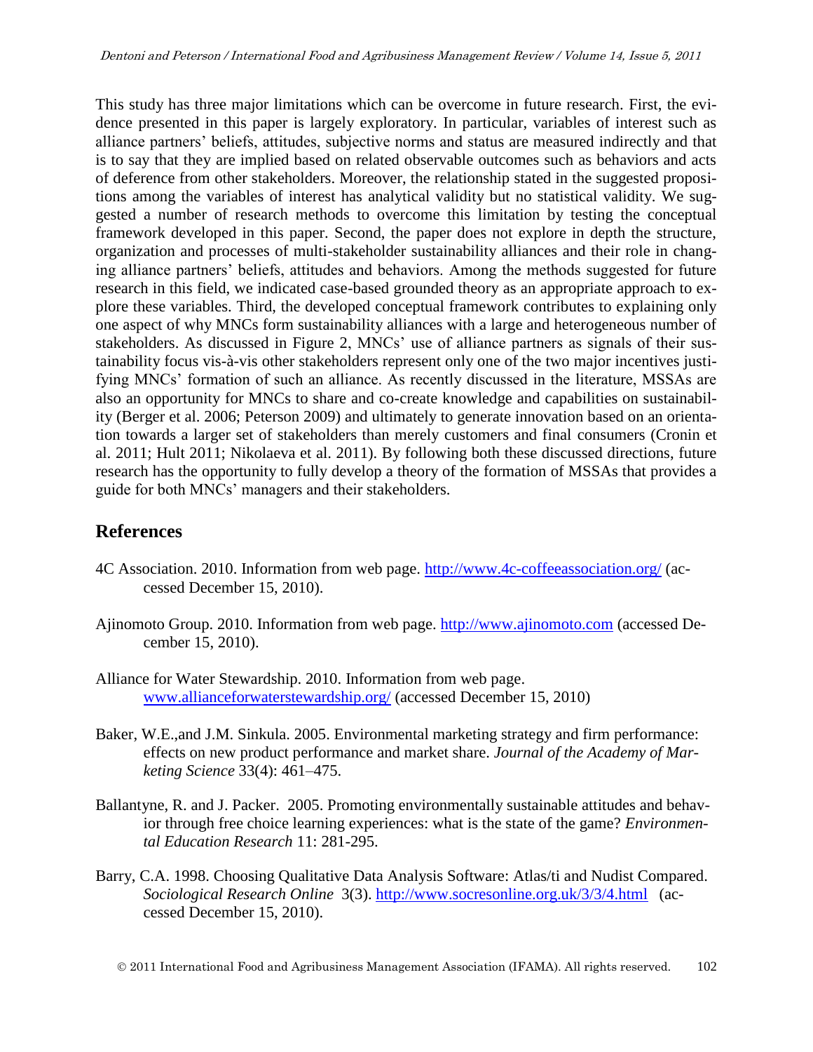This study has three major limitations which can be overcome in future research. First, the evidence presented in this paper is largely exploratory. In particular, variables of interest such as alliance partners' beliefs, attitudes, subjective norms and status are measured indirectly and that is to say that they are implied based on related observable outcomes such as behaviors and acts of deference from other stakeholders. Moreover, the relationship stated in the suggested propositions among the variables of interest has analytical validity but no statistical validity. We suggested a number of research methods to overcome this limitation by testing the conceptual framework developed in this paper. Second, the paper does not explore in depth the structure, organization and processes of multi-stakeholder sustainability alliances and their role in changing alliance partners' beliefs, attitudes and behaviors. Among the methods suggested for future research in this field, we indicated case-based grounded theory as an appropriate approach to explore these variables. Third, the developed conceptual framework contributes to explaining only one aspect of why MNCs form sustainability alliances with a large and heterogeneous number of stakeholders. As discussed in Figure 2, MNCs' use of alliance partners as signals of their sustainability focus vis-à-vis other stakeholders represent only one of the two major incentives justifying MNCs' formation of such an alliance. As recently discussed in the literature, MSSAs are also an opportunity for MNCs to share and co-create knowledge and capabilities on sustainability (Berger et al. 2006; Peterson 2009) and ultimately to generate innovation based on an orientation towards a larger set of stakeholders than merely customers and final consumers (Cronin et al. 2011; Hult 2011; Nikolaeva et al. 2011). By following both these discussed directions, future research has the opportunity to fully develop a theory of the formation of MSSAs that provides a guide for both MNCs' managers and their stakeholders.

## References

4C Association. 2010. Information from web page. http://www.4c-coffeeassociation.org/ (accessed December 15, 2010).

Ajinomoto Group. 2010. Information from web page. http://www.ajinomoto.com (accessed December 15, 2010).

Alliance for Water Stewardship. 2010. Information from web page. www.allianceforwaterstewardship.org/ (accessed December 15, 2010)

Baker, W.E.,and J.M. Sinkula. 2005. Environmental marketing strategy and firm performance: effects on new product performance and market share. *Journal of the Academy of Marketing Science* 33(4): 461–475.

Ballantyne, R. and J. Packer. 2005. Promoting environmentally sustainable attitudes and behavior through free choice learning experiences: what is the state of the game? *Environmental Education Research* 11: 281-295.

Barry, C.A. 1998. Choosing Qualitative Data Analysis Software: Atlas/ti and Nudist Compared. *Sociological Research Online* 3(3). http://www.socresonline.org.uk/3/3/4.html (accessed December 15, 2010).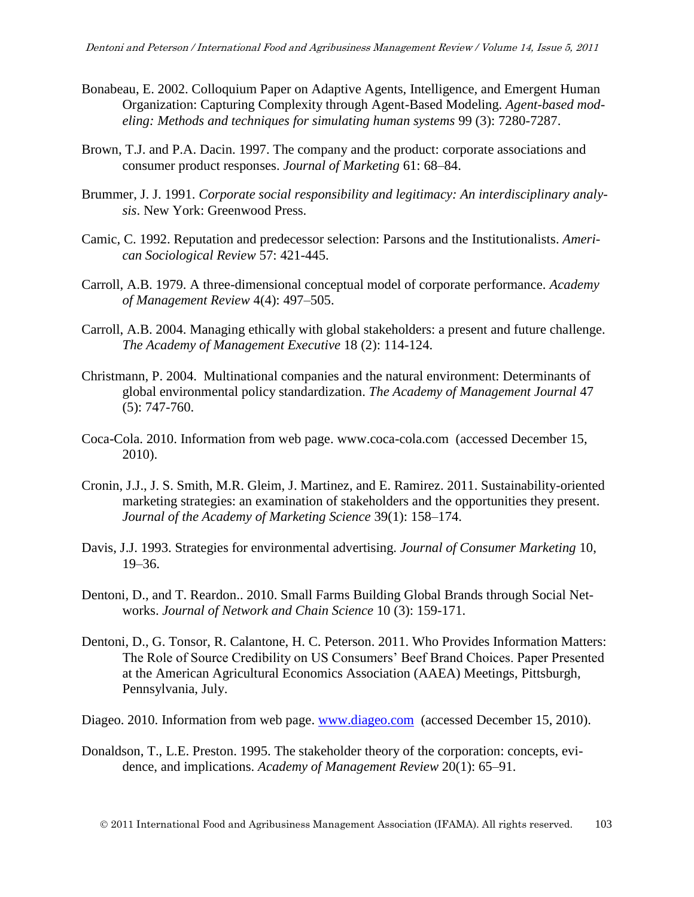Bonabeau, E. 2002. Colloquium Paper on Adaptive Agents, Intelligence, and Emergent Human Organization: Capturing Complexity through Agent-Based Modeling. *Agent-based modeling: Methods and techniques for simulating human systems* 99 (3): 7280-7287.

Brown, T.J. and P.A. Dacin. 1997. The company and the product: corporate associations and consumer product responses. *Journal of Marketing* 61: 68–84.

Brummer, J. J. 1991. *Corporate social responsibility and legitimacy: An interdisciplinary analysis*. New York: Greenwood Press.

Camic, C. 1992. Reputation and predecessor selection: Parsons and the Institutionalists. *American Sociological Review* 57: 421-445.

Carroll, A.B. 1979. A three-dimensional conceptual model of corporate performance. *Academy of Management Review* 4(4): 497–505.

Carroll, A.B. 2004. Managing ethically with global stakeholders: a present and future challenge. *The Academy of Management Executive* 18 (2): 114-124.

Christmann, P. 2004. Multinational companies and the natural environment: Determinants of global environmental policy standardization. *The Academy of Management Journal* 47 (5): 747-760.

Coca-Cola. 2010. Information from web page. www.coca-cola.com (accessed December 15, 2010).

Cronin, J.J., J. S. Smith, M.R. Gleim, J. Martinez, and E. Ramirez. 2011. Sustainability-oriented marketing strategies: an examination of stakeholders and the opportunities they present. *Journal of the Academy of Marketing Science* 39(1): 158–174.

Davis, J.J. 1993. Strategies for environmental advertising. *Journal of Consumer Marketing* 10, 19–36.

Dentoni, D., and T. Reardon.. 2010. Small Farms Building Global Brands through Social Networks. *Journal of Network and Chain Science* 10 (3): 159-171.

Dentoni, D., G. Tonsor, R. Calantone, H. C. Peterson. 2011. Who Provides Information Matters: The Role of Source Credibility on US Consumers' Beef Brand Choices. Paper Presented at the American Agricultural Economics Association (AAEA) Meetings, Pittsburgh, Pennsylvania, July.

Diageo. 2010. Information from web page. www.diageo.com (accessed December 15, 2010).

Donaldson, T., L.E. Preston. 1995. The stakeholder theory of the corporation: concepts, evidence, and implications. *Academy of Management Review* 20(1): 65–91.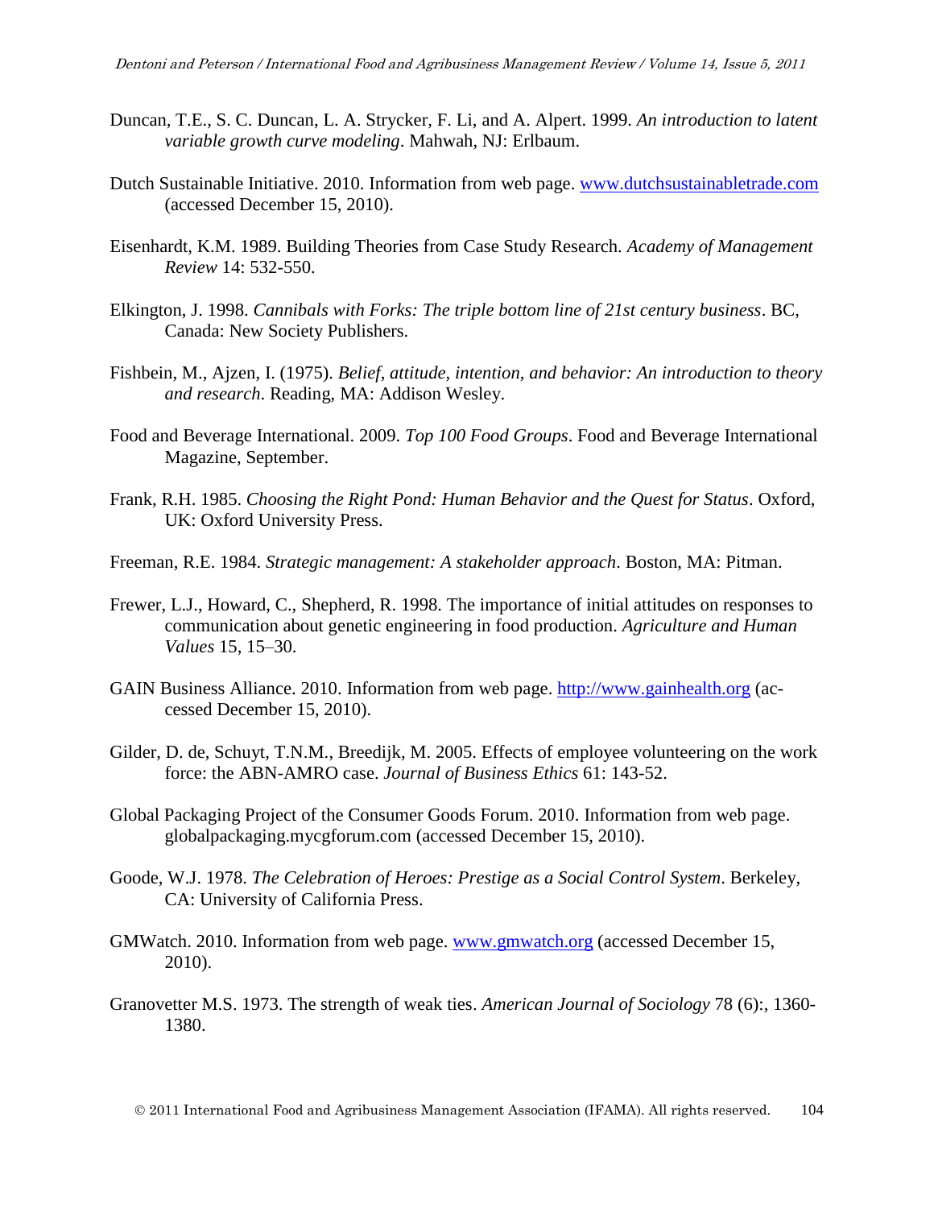Duncan, T.E., S. C. Duncan, L. A. Strycker, F. Li, and A. Alpert. 1999. *An introduction to latent variable growth curve modeling*. Mahwah, NJ: Erlbaum.

Dutch Sustainable Initiative. 2010. Information from web page. www.dutchsustainabletrade.com (accessed December 15, 2010).

Eisenhardt, K.M. 1989. Building Theories from Case Study Research. *Academy of Management Review* 14: 532-550.

Elkington, J. 1998. *Cannibals with Forks: The triple bottom line of 21st century business*. BC, Canada: New Society Publishers.

Fishbein, M., Ajzen, I. (1975). *Belief, attitude, intention, and behavior: An introduction to theory and research*. Reading, MA: Addison Wesley.

Food and Beverage International. 2009. *Top 100 Food Groups*. Food and Beverage International Magazine, September.

Frank, R.H. 1985. *Choosing the Right Pond: Human Behavior and the Quest for Status*. Oxford, UK: Oxford University Press.

Freeman, R.E. 1984. *Strategic management: A stakeholder approach*. Boston, MA: Pitman.

Frewer, L.J., Howard, C., Shepherd, R. 1998. The importance of initial attitudes on responses to communication about genetic engineering in food production. *Agriculture and Human Values* 15, 15–30.

GAIN Business Alliance. 2010. Information from web page. http://www.gainhealth.org (accessed December 15, 2010).

Gilder, D. de, Schuyt, T.N.M., Breedijk, M. 2005. Effects of employee volunteering on the work force: the ABN-AMRO case. *Journal of Business Ethics* 61: 143-52.

Global Packaging Project of the Consumer Goods Forum. 2010. Information from web page. globalpackaging.mycgforum.com (accessed December 15, 2010).

Goode, W.J. 1978. *The Celebration of Heroes: Prestige as a Social Control System*. Berkeley, CA: University of California Press.

GMWatch. 2010. Information from web page. www.gmwatch.org (accessed December 15, 2010).

Granovetter M.S. 1973. The strength of weak ties. *American Journal of Sociology* 78 (6):, 1360-1380.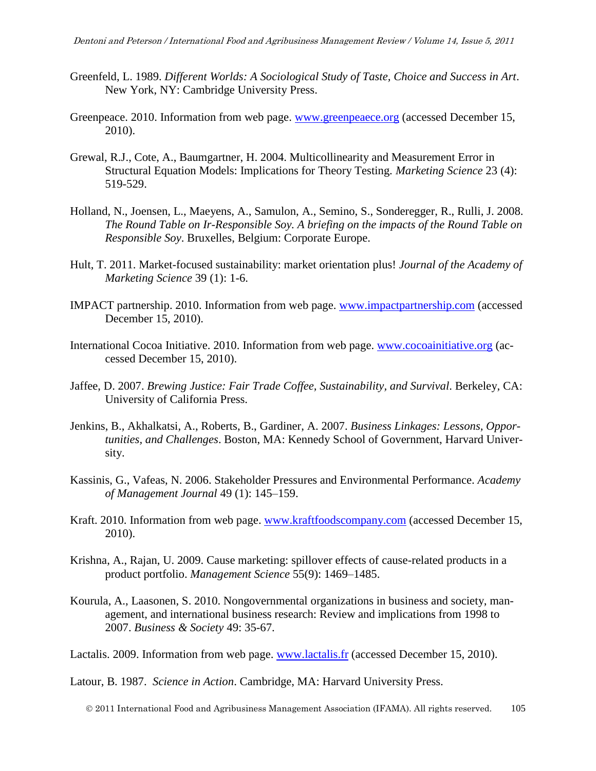Greenfeld, L. 1989. *Different Worlds: A Sociological Study of Taste, Choice and Success in Art*. New York, NY: Cambridge University Press.

Greenpeace. 2010. Information from web page. www.greenpeaece.org (accessed December 15, 2010).

Grewal, R.J., Cote, A., Baumgartner, H. 2004. Multicollinearity and Measurement Error in Structural Equation Models: Implications for Theory Testing. *Marketing Science* 23 (4): 519-529.

Holland, N., Joensen, L., Maeyens, A., Samulon, A., Semino, S., Sonderegger, R., Rulli, J. 2008. *The Round Table on Ir-Responsible Soy. A briefing on the impacts of the Round Table on Responsible Soy*. Bruxelles, Belgium: Corporate Europe.

Hult, T. 2011. Market-focused sustainability: market orientation plus! *Journal of the Academy of Marketing Science* 39 (1): 1-6.

IMPACT partnership. 2010. Information from web page. www.impactpartnership.com (accessed December 15, 2010).

International Cocoa Initiative. 2010. Information from web page. www.cocoainitiative.org (accessed December 15, 2010).

Jaffee, D. 2007. *Brewing Justice: Fair Trade Coffee, Sustainability, and Survival*. Berkeley, CA: University of California Press.

Jenkins, B., Akhalkatsi, A., Roberts, B., Gardiner, A. 2007. *Business Linkages: Lessons, Opportunities, and Challenges*. Boston, MA: Kennedy School of Government, Harvard University.

Kassinis, G., Vafeas, N. 2006. Stakeholder Pressures and Environmental Performance. *Academy of Management Journal* 49 (1): 145–159.

Kraft. 2010. Information from web page. www.kraftfoodscompany.com (accessed December 15, 2010).

Krishna, A., Rajan, U. 2009. Cause marketing: spillover effects of cause-related products in a product portfolio. *Management Science* 55(9): 1469–1485.

Kourula, A., Laasonen, S. 2010. Nongovernmental organizations in business and society, management, and international business research: Review and implications from 1998 to 2007. *Business & Society* 49: 35-67.

Lactalis. 2009. Information from web page. www.lactalis.fr (accessed December 15, 2010).

Latour, B. 1987. *Science in Action*. Cambridge, MA: Harvard University Press.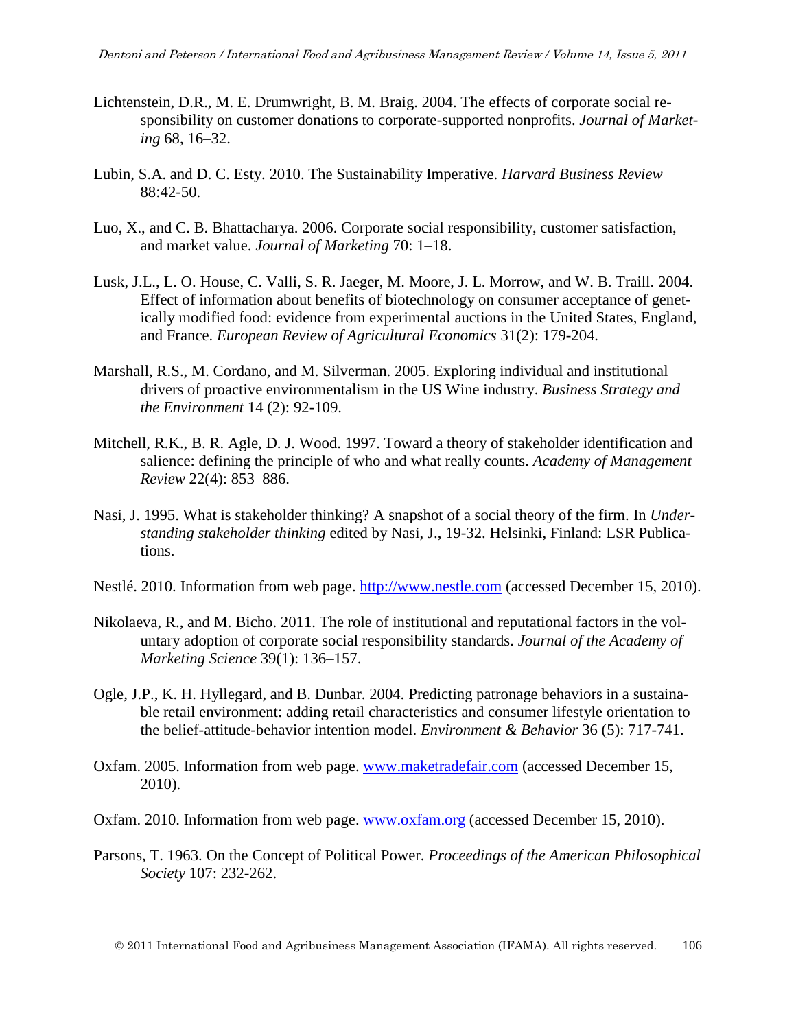Lichtenstein, D.R., M. E. Drumwright, B. M. Braig. 2004. The effects of corporate social responsibility on customer donations to corporate-supported nonprofits. *Journal of Marketing* 68, 16–32.

Lubin, S.A. and D. C. Esty. 2010. The Sustainability Imperative. *Harvard Business Review* 88:42-50.

Luo, X., and C. B. Bhattacharya. 2006. Corporate social responsibility, customer satisfaction, and market value. *Journal of Marketing* 70: 1–18.

Lusk, J.L., L. O. House, C. Valli, S. R. Jaeger, M. Moore, J. L. Morrow, and W. B. Traill. 2004. Effect of information about benefits of biotechnology on consumer acceptance of genetically modified food: evidence from experimental auctions in the United States, England, and France. *European Review of Agricultural Economics* 31(2): 179-204.

Marshall, R.S., M. Cordano, and M. Silverman. 2005. Exploring individual and institutional drivers of proactive environmentalism in the US Wine industry. *Business Strategy and the Environment* 14 (2): 92-109.

Mitchell, R.K., B. R. Agle, D. J. Wood. 1997. Toward a theory of stakeholder identification and salience: defining the principle of who and what really counts. *Academy of Management Review* 22(4): 853–886.

Nasi, J. 1995. What is stakeholder thinking? A snapshot of a social theory of the firm. In *Understanding stakeholder thinking* edited by Nasi, J., 19-32. Helsinki, Finland: LSR Publications.

Nestlé. 2010. Information from web page. http://www.nestle.com (accessed December 15, 2010).

Nikolaeva, R., and M. Bicho. 2011. The role of institutional and reputational factors in the voluntary adoption of corporate social responsibility standards. *Journal of the Academy of Marketing Science* 39(1): 136–157.

Ogle, J.P., K. H. Hyllegard, and B. Dunbar. 2004. Predicting patronage behaviors in a sustainable retail environment: adding retail characteristics and consumer lifestyle orientation to the belief-attitude-behavior intention model. *Environment & Behavior* 36 (5): 717-741.

Oxfam. 2005. Information from web page. www.maketradefair.com (accessed December 15, 2010).

Oxfam. 2010. Information from web page. www.oxfam.org (accessed December 15, 2010).

Parsons, T. 1963. On the Concept of Political Power. *Proceedings of the American Philosophical Society* 107: 232-262.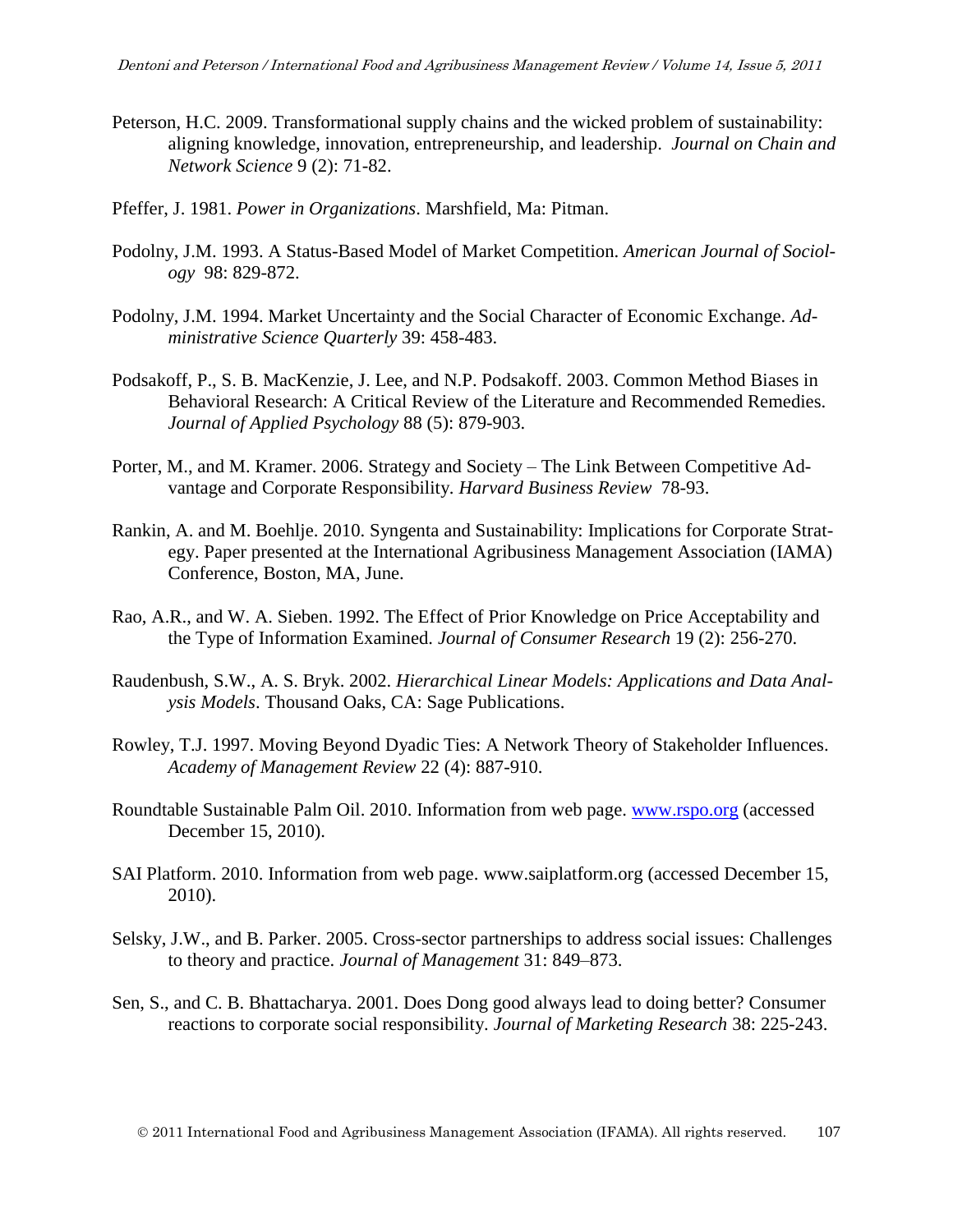Peterson, H.C. 2009. Transformational supply chains and the wicked problem of sustainability: aligning knowledge, innovation, entrepreneurship, and leadership. *Journal on Chain and Network Science* 9 (2): 71-82.

Pfeffer, J. 1981. *Power in Organizations*. Marshfield, Ma: Pitman.

Podolny, J.M. 1993. A Status-Based Model of Market Competition. *American Journal of Sociology* 98: 829-872.

Podolny, J.M. 1994. Market Uncertainty and the Social Character of Economic Exchange. *Administrative Science Quarterly* 39: 458-483.

Podsakoff, P., S. B. MacKenzie, J. Lee, and N.P. Podsakoff. 2003. Common Method Biases in Behavioral Research: A Critical Review of the Literature and Recommended Remedies. *Journal of Applied Psychology* 88 (5): 879-903.

Porter, M., and M. Kramer. 2006. Strategy and Society – The Link Between Competitive Advantage and Corporate Responsibility. *Harvard Business Review* 78-93.

Rankin, A. and M. Boehlje. 2010. Syngenta and Sustainability: Implications for Corporate Strategy. Paper presented at the International Agribusiness Management Association (IAMA) Conference, Boston, MA, June.

Rao, A.R., and W. A. Sieben. 1992. The Effect of Prior Knowledge on Price Acceptability and the Type of Information Examined. *Journal of Consumer Research* 19 (2): 256-270.

Raudenbush, S.W., A. S. Bryk. 2002. *Hierarchical Linear Models: Applications and Data Analysis Models*. Thousand Oaks, CA: Sage Publications.

Rowley, T.J. 1997. Moving Beyond Dyadic Ties: A Network Theory of Stakeholder Influences. *Academy of Management Review* 22 (4): 887-910.

Roundtable Sustainable Palm Oil. 2010. Information from web page. www.rspo.org (accessed December 15, 2010).

SAI Platform. 2010. Information from web page. www.saiplatform.org (accessed December 15, 2010).

Selsky, J.W., and B. Parker. 2005. Cross-sector partnerships to address social issues: Challenges to theory and practice. *Journal of Management* 31: 849–873.

Sen, S., and C. B. Bhattacharya. 2001. Does Dong good always lead to doing better? Consumer reactions to corporate social responsibility. *Journal of Marketing Research* 38: 225-243.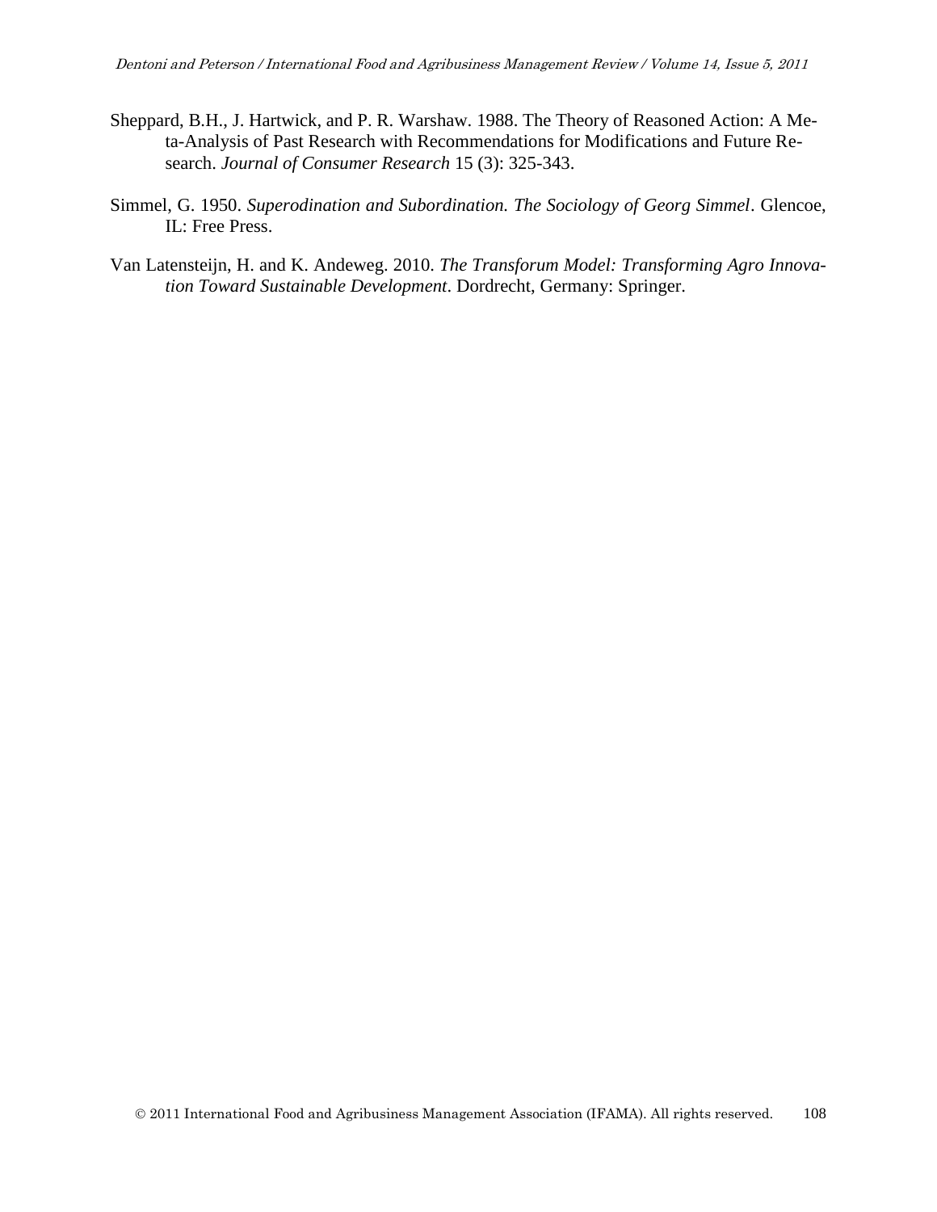Sheppard, B.H., J. Hartwick, and P. R. Warshaw. 1988. The Theory of Reasoned Action: A Meta-Analysis of Past Research with Recommendations for Modifications and Future Research. *Journal of Consumer Research* 15 (3): 325-343.

Simmel, G. 1950. *Superodination and Subordination. The Sociology of Georg Simmel*. Glencoe, IL: Free Press.

Van Latensteijn, H. and K. Andeweg. 2010. *The Transforum Model: Transforming Agro Innovation Toward Sustainable Development*. Dordrecht, Germany: Springer.